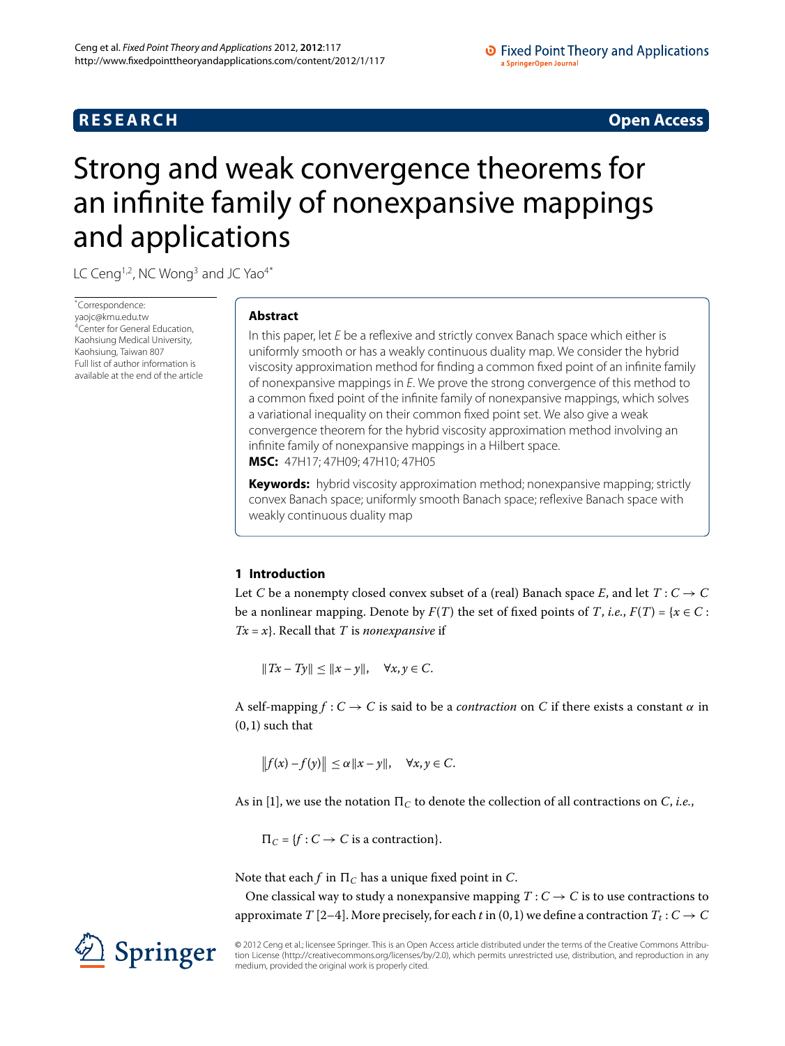RESEARCH Open Access

# Strong and weak convergence theorems for an infinite family of nonexpansive mappings and applications

LC Ceng[1,2], NC Wong[3] and JC Yao[4*]

*Correspondence: yaojc@kmu.edu.tw
[4]Center for General Education, Kaohsiung Medical University, Kaohsiung, Taiwan 807
Full list of author information is available at the end of the article

## Abstract

In this paper, let $E$ be a reflexive and strictly convex Banach space which either is uniformly smooth or has a weakly continuous duality map. We consider the hybrid viscosity approximation method for finding a common fixed point of an infinite family of nonexpansive mappings in $E$. We prove the strong convergence of this method to a common fixed point of the infinite family of nonexpansive mappings, which solves a variational inequality on their common fixed point set. We also give a weak convergence theorem for the hybrid viscosity approximation method involving an infinite family of nonexpansive mappings in a Hilbert space.

**MSC:** 47H17; 47H09; 47H10; 47H05

**Keywords:** hybrid viscosity approximation method; nonexpansive mapping; strictly convex Banach space; uniformly smooth Banach space; reflexive Banach space with weakly continuous duality map

## 1 Introduction

Let $C$ be a nonempty closed convex subset of a (real) Banach space $E$, and let $T : C \to C$ be a nonlinear mapping. Denote by $F(T)$ the set of fixed points of $T$, *i.e.*, $F(T) = \{x \in C : Tx = x\}$. Recall that $T$ is *nonexpansive* if

$$\|Tx - Ty\| \le \|x - y\|, \quad \forall x, y \in C.$$

A self-mapping $f : C \to C$ is said to be a *contraction* on $C$ if there exists a constant $\alpha$ in $(0,1)$ such that

$$\|f(x) - f(y)\| \le \alpha\|x - y\|, \quad \forall x, y \in C.$$

As in [1], we use the notation $\Pi_C$ to denote the collection of all contractions on $C$, *i.e.*,

$$\Pi_C = \{f : C \to C \text{ is a contraction}\}.$$

Note that each $f$ in $\Pi_C$ has a unique fixed point in $C$.

One classical way to study a nonexpansive mapping $T : C \to C$ is to use contractions to approximate $T$ [2–4]. More precisely, for each $t$ in $(0,1)$ we define a contraction $T_t : C \to C$

© 2012 Ceng et al.; licensee Springer. This is an Open Access article distributed under the terms of the Creative Commons Attribution License (http://creativecommons.org/licenses/by/2.0), which permits unrestricted use, distribution, and reproduction in any medium, provided the original work is properly cited.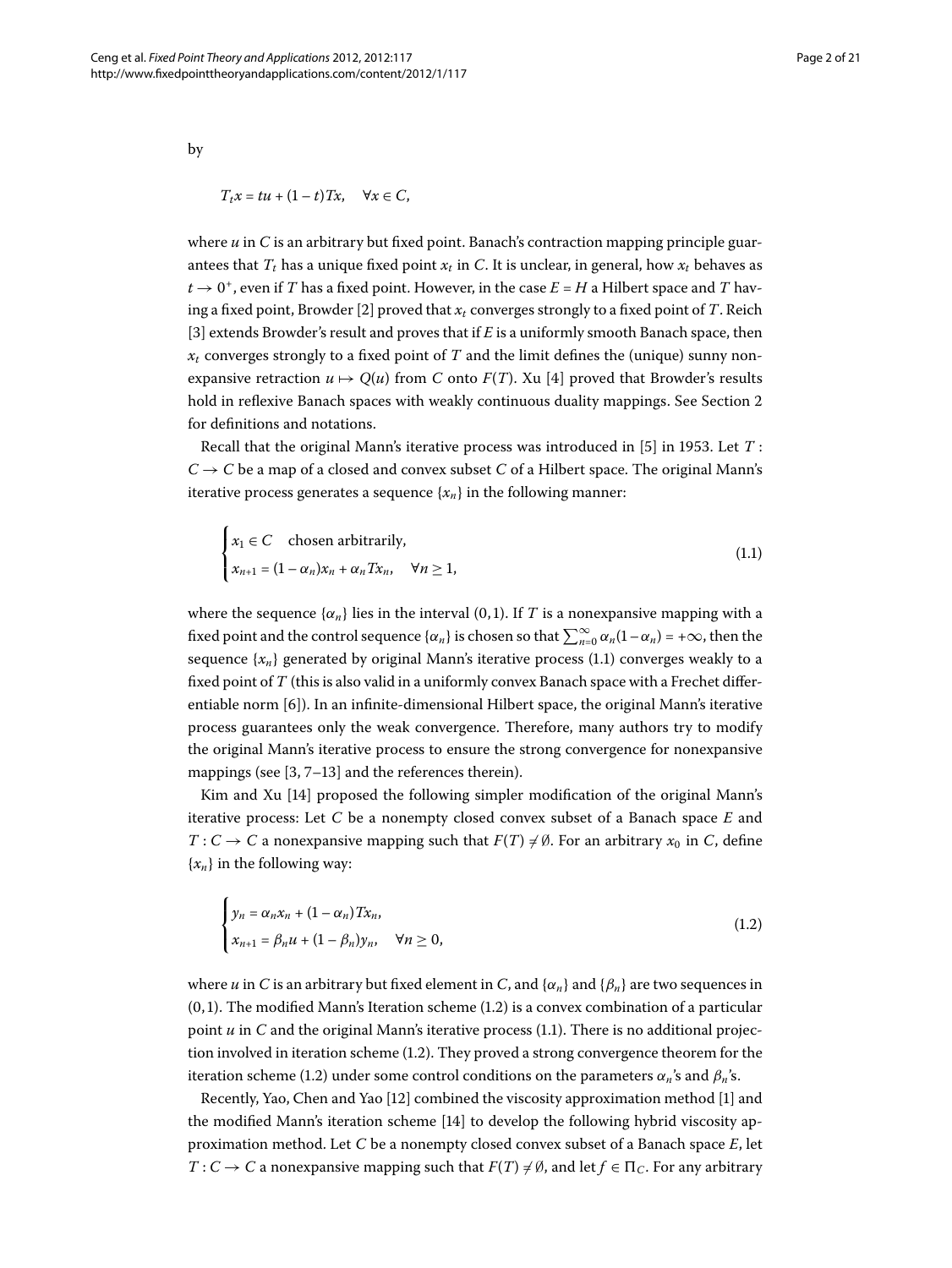by

$$T_t x = tu + (1-t)Tx, \quad \forall x \in C,$$

where $u$ in $C$ is an arbitrary but fixed point. Banach's contraction mapping principle guarantees that $T_t$ has a unique fixed point $x_t$ in $C$. It is unclear, in general, how $x_t$ behaves as $t \to 0^+$, even if $T$ has a fixed point. However, in the case $E = H$ a Hilbert space and $T$ having a fixed point, Browder [2] proved that $x_t$ converges strongly to a fixed point of $T$. Reich [3] extends Browder's result and proves that if $E$ is a uniformly smooth Banach space, then $x_t$ converges strongly to a fixed point of $T$ and the limit defines the (unique) sunny nonexpansive retraction $u \mapsto Q(u)$ from $C$ onto $F(T)$. Xu [4] proved that Browder's results hold in reflexive Banach spaces with weakly continuous duality mappings. See Section 2 for definitions and notations.

Recall that the original Mann's iterative process was introduced in [5] in 1953. Let $T : C \to C$ be a map of a closed and convex subset $C$ of a Hilbert space. The original Mann's iterative process generates a sequence $\{x_n\}$ in the following manner:

$$\begin{cases} x_1 \in C \quad \text{chosen arbitrarily}, \\ x_{n+1} = (1-\alpha_n)x_n + \alpha_n T x_n, \quad \forall n \geq 1, \end{cases} \tag{1.1}$$

where the sequence $\{\alpha_n\}$ lies in the interval $(0,1)$. If $T$ is a nonexpansive mapping with a fixed point and the control sequence $\{\alpha_n\}$ is chosen so that $\sum_{n=0}^{\infty} \alpha_n(1-\alpha_n) = +\infty$, then the sequence $\{x_n\}$ generated by original Mann's iterative process (1.1) converges weakly to a fixed point of $T$ (this is also valid in a uniformly convex Banach space with a Frechet differentiable norm [6]). In an infinite-dimensional Hilbert space, the original Mann's iterative process guarantees only the weak convergence. Therefore, many authors try to modify the original Mann's iterative process to ensure the strong convergence for nonexpansive mappings (see [3, 7–13] and the references therein).

Kim and Xu [14] proposed the following simpler modification of the original Mann's iterative process: Let $C$ be a nonempty closed convex subset of a Banach space $E$ and $T : C \to C$ a nonexpansive mapping such that $F(T) \neq \emptyset$. For an arbitrary $x_0$ in $C$, define $\{x_n\}$ in the following way:

$$\begin{cases} y_n = \alpha_n x_n + (1-\alpha_n)T x_n, \\ x_{n+1} = \beta_n u + (1-\beta_n)y_n, \quad \forall n \geq 0, \end{cases} \tag{1.2}$$

where $u$ in $C$ is an arbitrary but fixed element in $C$, and $\{\alpha_n\}$ and $\{\beta_n\}$ are two sequences in $(0,1)$. The modified Mann's Iteration scheme (1.2) is a convex combination of a particular point $u$ in $C$ and the original Mann's iterative process (1.1). There is no additional projection involved in iteration scheme (1.2). They proved a strong convergence theorem for the iteration scheme (1.2) under some control conditions on the parameters $\alpha_n$'s and $\beta_n$'s.

Recently, Yao, Chen and Yao [12] combined the viscosity approximation method [1] and the modified Mann's iteration scheme [14] to develop the following hybrid viscosity approximation method. Let $C$ be a nonempty closed convex subset of a Banach space $E$, let $T : C \to C$ a nonexpansive mapping such that $F(T) \neq \emptyset$, and let $f \in \Pi_C$. For any arbitrary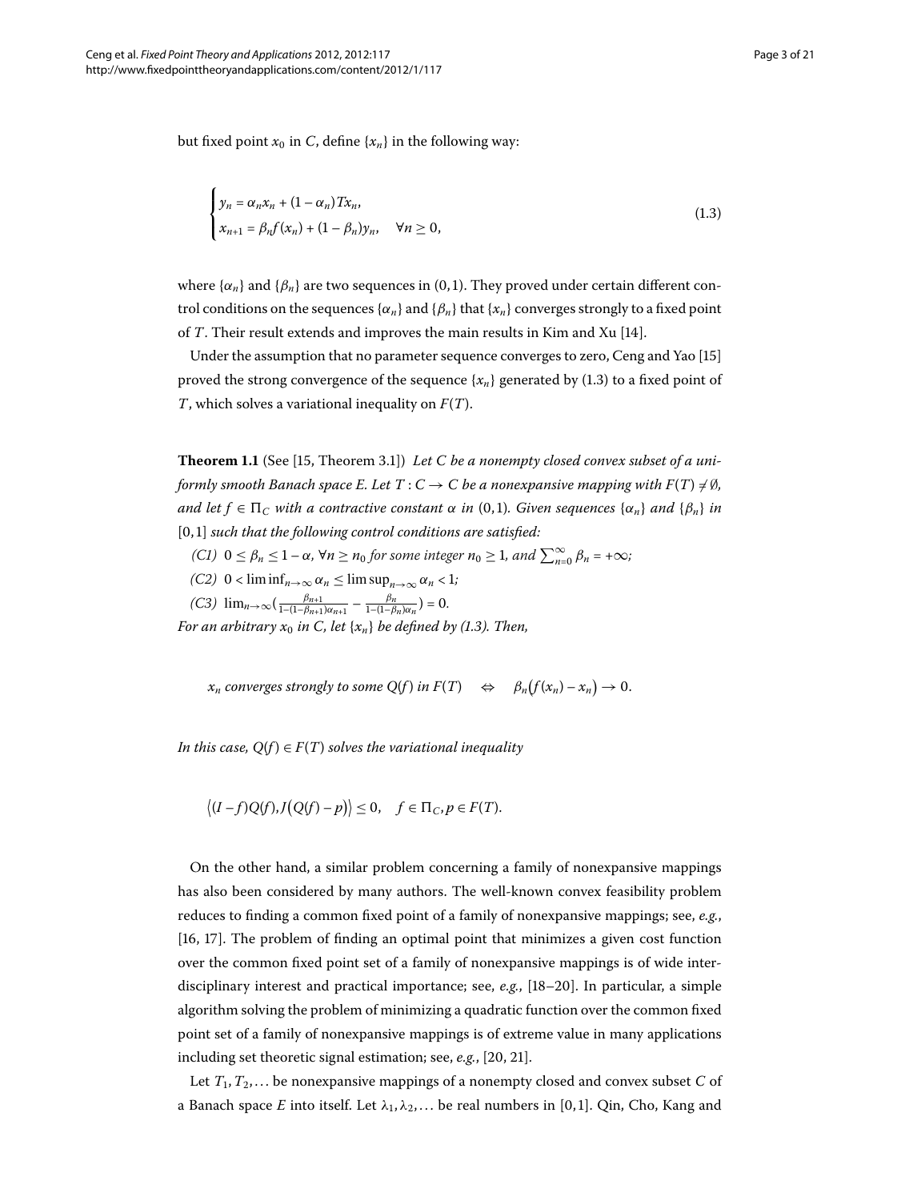but fixed point $x_0$ in $C$, define $\{x_n\}$ in the following way:

$$\begin{cases} y_n = \alpha_n x_n + (1-\alpha_n)Tx_n, \\ x_{n+1} = \beta_n f(x_n) + (1-\beta_n)y_n, \quad \forall n \geq 0, \end{cases} \tag{1.3}$$

where $\{\alpha_n\}$ and $\{\beta_n\}$ are two sequences in $(0,1)$. They proved under certain different control conditions on the sequences $\{\alpha_n\}$ and $\{\beta_n\}$ that $\{x_n\}$ converges strongly to a fixed point of $T$. Their result extends and improves the main results in Kim and Xu [14].

Under the assumption that no parameter sequence converges to zero, Ceng and Yao [15] proved the strong convergence of the sequence $\{x_n\}$ generated by (1.3) to a fixed point of $T$, which solves a variational inequality on $F(T)$.

**Theorem 1.1** (See [15, Theorem 3.1]) *Let $C$ be a nonempty closed convex subset of a uniformly smooth Banach space $E$. Let $T : C \to C$ be a nonexpansive mapping with $F(T) \neq \emptyset$, and let $f \in \Pi_C$ with a contractive constant $\alpha$ in $(0,1)$. Given sequences $\{\alpha_n\}$ and $\{\beta_n\}$ in $[0,1]$ such that the following control conditions are satisfied:*

*(C1) $0 \leq \beta_n \leq 1-\alpha$, $\forall n \geq n_0$ for some integer $n_0 \geq 1$, and $\sum_{n=0}^{\infty} \beta_n = +\infty$;*

*(C2) $0 < \liminf_{n\to\infty} \alpha_n \leq \limsup_{n\to\infty} \alpha_n < 1$;*

*(C3) $\lim_{n\to\infty}\left(\frac{\beta_{n+1}}{1-(1-\beta_{n+1})\alpha_{n+1}} - \frac{\beta_n}{1-(1-\beta_n)\alpha_n}\right) = 0$.*

*For an arbitrary $x_0$ in $C$, let $\{x_n\}$ be defined by (1.3). Then,*

$$x_n \text{ converges strongly to some } Q(f) \text{ in } F(T) \quad \Leftrightarrow \quad \beta_n\big(f(x_n) - x_n\big) \to 0.$$

*In this case, $Q(f) \in F(T)$ solves the variational inequality*

$$\big\langle (I-f)Q(f), J\big(Q(f)-p\big)\big\rangle \leq 0, \quad f \in \Pi_C, p \in F(T).$$

On the other hand, a similar problem concerning a family of nonexpansive mappings has also been considered by many authors. The well-known convex feasibility problem reduces to finding a common fixed point of a family of nonexpansive mappings; see, *e.g.*, [16, 17]. The problem of finding an optimal point that minimizes a given cost function over the common fixed point set of a family of nonexpansive mappings is of wide interdisciplinary interest and practical importance; see, *e.g.*, [18–20]. In particular, a simple algorithm solving the problem of minimizing a quadratic function over the common fixed point set of a family of nonexpansive mappings is of extreme value in many applications including set theoretic signal estimation; see, *e.g.*, [20, 21].

Let $T_1, T_2, \ldots$ be nonexpansive mappings of a nonempty closed and convex subset $C$ of a Banach space $E$ into itself. Let $\lambda_1, \lambda_2, \ldots$ be real numbers in $[0,1]$. Qin, Cho, Kang and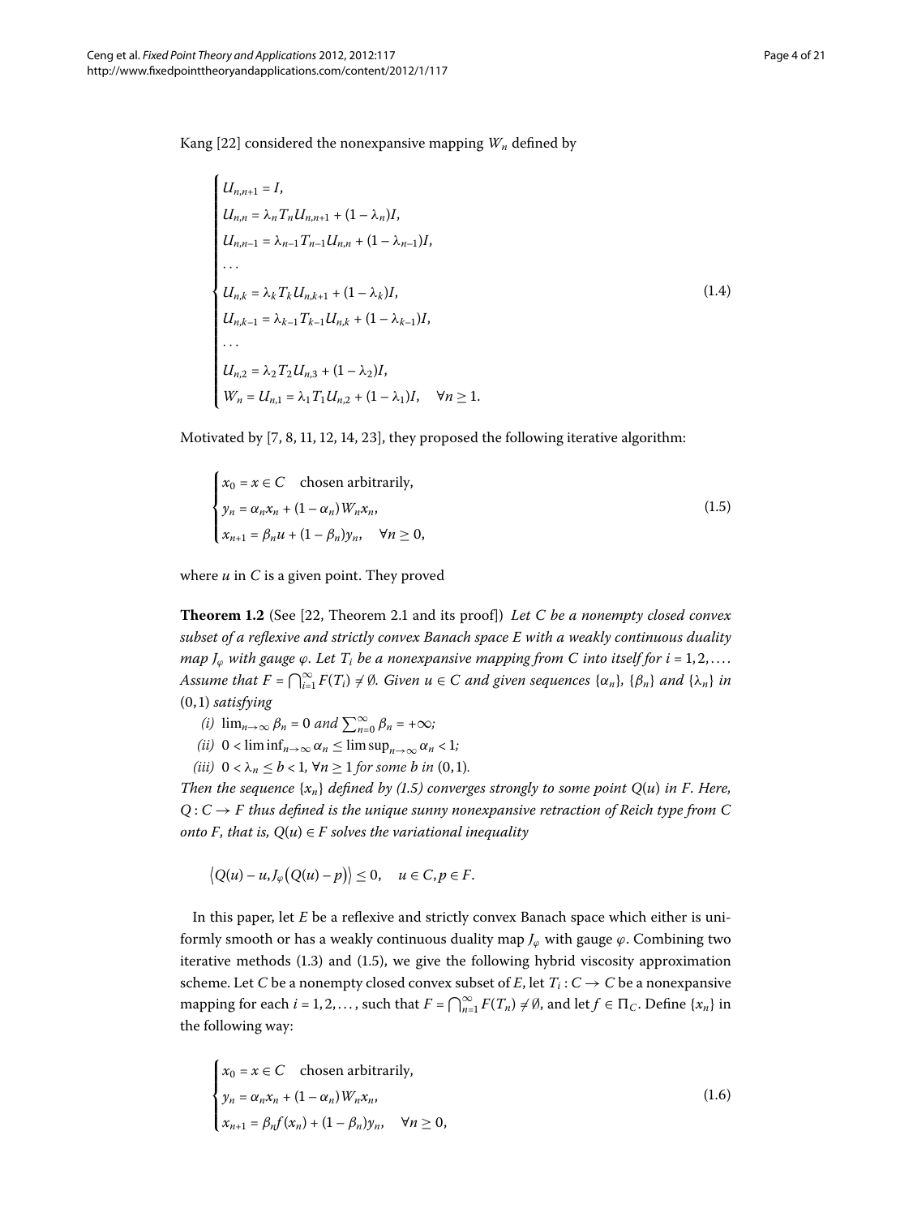Kang [22] considered the nonexpansive mapping $W_n$ defined by

$$
\begin{cases}
U_{n,n+1} = I, \\
U_{n,n} = \lambda_n T_n U_{n,n+1} + (1-\lambda_n)I, \\
U_{n,n-1} = \lambda_{n-1} T_{n-1} U_{n,n} + (1-\lambda_{n-1})I, \\
\dots \\
U_{n,k} = \lambda_k T_k U_{n,k+1} + (1-\lambda_k)I, \\
U_{n,k-1} = \lambda_{k-1} T_{k-1} U_{n,k} + (1-\lambda_{k-1})I, \\
\dots \\
U_{n,2} = \lambda_2 T_2 U_{n,3} + (1-\lambda_2)I, \\
W_n = U_{n,1} = \lambda_1 T_1 U_{n,2} + (1-\lambda_1)I, \quad \forall n \ge 1.
\end{cases}
\tag{1.4}
$$

Motivated by [7, 8, 11, 12, 14, 23], they proposed the following iterative algorithm:

$$
\begin{cases}
x_0 = x \in C \quad \text{chosen arbitrarily}, \\
y_n = \alpha_n x_n + (1-\alpha_n) W_n x_n, \\
x_{n+1} = \beta_n u + (1-\beta_n) y_n, \quad \forall n \ge 0,
\end{cases}
\tag{1.5}
$$

where $u$ in $C$ is a given point. They proved

**Theorem 1.2** (See [22, Theorem 2.1 and its proof]) *Let $C$ be a nonempty closed convex subset of a reflexive and strictly convex Banach space $E$ with a weakly continuous duality map $J_\varphi$ with gauge $\varphi$. Let $T_i$ be a nonexpansive mapping from $C$ into itself for $i = 1, 2, \dots$. Assume that $F = \bigcap_{i=1}^\infty F(T_i) \neq \emptyset$. Given $u \in C$ and given sequences $\{\alpha_n\}$, $\{\beta_n\}$ and $\{\lambda_n\}$ in $(0,1)$ satisfying*

*(i) $\lim_{n\to\infty} \beta_n = 0$ and $\sum_{n=0}^\infty \beta_n = +\infty$;*

*(ii) $0 < \liminf_{n\to\infty} \alpha_n \le \limsup_{n\to\infty} \alpha_n < 1$;*

*(iii) $0 < \lambda_n \le b < 1$, $\forall n \ge 1$ for some $b$ in $(0,1)$.*

*Then the sequence $\{x_n\}$ defined by (1.5) converges strongly to some point $Q(u)$ in $F$. Here, $Q : C \to F$ thus defined is the unique sunny nonexpansive retraction of Reich type from $C$ onto $F$, that is, $Q(u) \in F$ solves the variational inequality*

$$
\langle Q(u) - u, J_\varphi(Q(u) - p) \rangle \le 0, \quad u \in C, p \in F.
$$

In this paper, let $E$ be a reflexive and strictly convex Banach space which either is uniformly smooth or has a weakly continuous duality map $J_\varphi$ with gauge $\varphi$. Combining two iterative methods (1.3) and (1.5), we give the following hybrid viscosity approximation scheme. Let $C$ be a nonempty closed convex subset of $E$, let $T_i : C \to C$ be a nonexpansive mapping for each $i = 1, 2, \dots$, such that $F = \bigcap_{n=1}^\infty F(T_n) \neq \emptyset$, and let $f \in \Pi_C$. Define $\{x_n\}$ in the following way:

$$
\begin{cases}
x_0 = x \in C \quad \text{chosen arbitrarily}, \\
y_n = \alpha_n x_n + (1-\alpha_n) W_n x_n, \\
x_{n+1} = \beta_n f(x_n) + (1-\beta_n) y_n, \quad \forall n \ge 0,
\end{cases}
\tag{1.6}
$$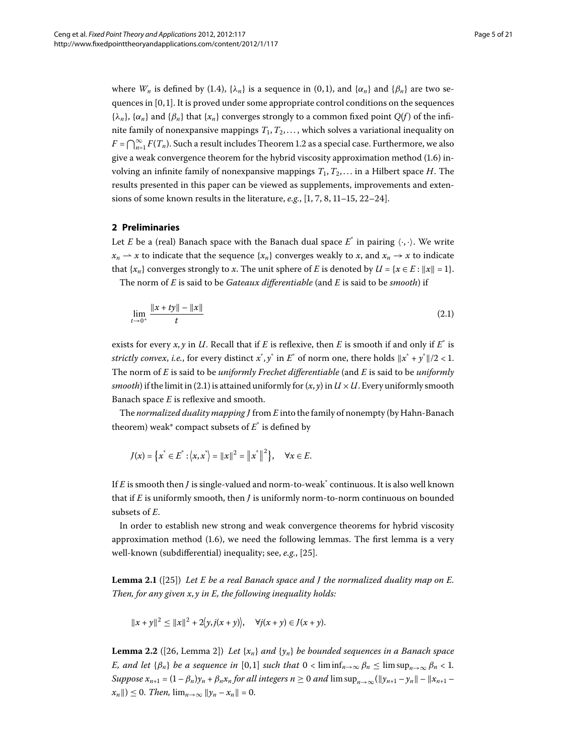where $W_n$ is defined by (1.4), $\{\lambda_n\}$ is a sequence in $(0,1)$, and $\{\alpha_n\}$ and $\{\beta_n\}$ are two sequences in $[0,1]$. It is proved under some appropriate control conditions on the sequences $\{\lambda_n\}$, $\{\alpha_n\}$ and $\{\beta_n\}$ that $\{x_n\}$ converges strongly to a common fixed point $Q(f)$ of the infinite family of nonexpansive mappings $T_1, T_2, \ldots$, which solves a variational inequality on $F = \bigcap_{n=1}^{\infty} F(T_n)$. Such a result includes Theorem 1.2 as a special case. Furthermore, we also give a weak convergence theorem for the hybrid viscosity approximation method (1.6) involving an infinite family of nonexpansive mappings $T_1, T_2, \ldots$ in a Hilbert space $H$. The results presented in this paper can be viewed as supplements, improvements and extensions of some known results in the literature, *e.g.*, [1, 7, 8, 11–15, 22–24].

## 2 Preliminaries

Let $E$ be a (real) Banach space with the Banach dual space $E^*$ in pairing $\langle \cdot, \cdot \rangle$. We write $x_n \rightharpoonup x$ to indicate that the sequence $\{x_n\}$ converges weakly to $x$, and $x_n \to x$ to indicate that $\{x_n\}$ converges strongly to $x$. The unit sphere of $E$ is denoted by $U = \{x \in E : \|x\| = 1\}$.

The norm of $E$ is said to be *Gateaux differentiable* (and $E$ is said to be *smooth*) if

$$\lim_{t \to 0^+} \frac{\|x + ty\| - \|x\|}{t} \tag{2.1}$$

exists for every $x, y$ in $U$. Recall that if $E$ is reflexive, then $E$ is smooth if and only if $E^*$ is *strictly convex*, *i.e.*, for every distinct $x^*, y^*$ in $E^*$ of norm one, there holds $\|x^* + y^*\|/2 < 1$. The norm of $E$ is said to be *uniformly Frechet differentiable* (and $E$ is said to be *uniformly smooth*) if the limit in (2.1) is attained uniformly for $(x, y)$ in $U \times U$. Every uniformly smooth Banach space $E$ is reflexive and smooth.

The *normalized duality mapping* $J$ from $E$ into the family of nonempty (by Hahn-Banach theorem) weak* compact subsets of $E^*$ is defined by

$$J(x) = \{x^* \in E^* : \langle x, x^* \rangle = \|x\|^2 = \|x^*\|^2\}, \quad \forall x \in E.$$

If $E$ is smooth then $J$ is single-valued and norm-to-weak* continuous. It is also well known that if $E$ is uniformly smooth, then $J$ is uniformly norm-to-norm continuous on bounded subsets of $E$.

In order to establish new strong and weak convergence theorems for hybrid viscosity approximation method (1.6), we need the following lemmas. The first lemma is a very well-known (subdifferential) inequality; see, *e.g.*, [25].

**Lemma 2.1** ([25]) *Let $E$ be a real Banach space and $J$ the normalized duality map on $E$. Then, for any given $x, y$ in $E$, the following inequality holds:*

$$\|x + y\|^2 \le \|x\|^2 + 2\langle y, j(x + y) \rangle, \quad \forall j(x + y) \in J(x + y).$$

**Lemma 2.2** ([26, Lemma 2]) *Let $\{x_n\}$ and $\{y_n\}$ be bounded sequences in a Banach space $E$, and let $\{\beta_n\}$ be a sequence in $[0,1]$ such that $0 < \liminf_{n\to\infty} \beta_n \le \limsup_{n\to\infty} \beta_n < 1$. Suppose $x_{n+1} = (1 - \beta_n)y_n + \beta_n x_n$ for all integers $n \ge 0$ and $\limsup_{n\to\infty}(\|y_{n+1} - y_n\| - \|x_{n+1} - x_n\|) \le 0$. Then, $\lim_{n\to\infty} \|y_n - x_n\| = 0$.*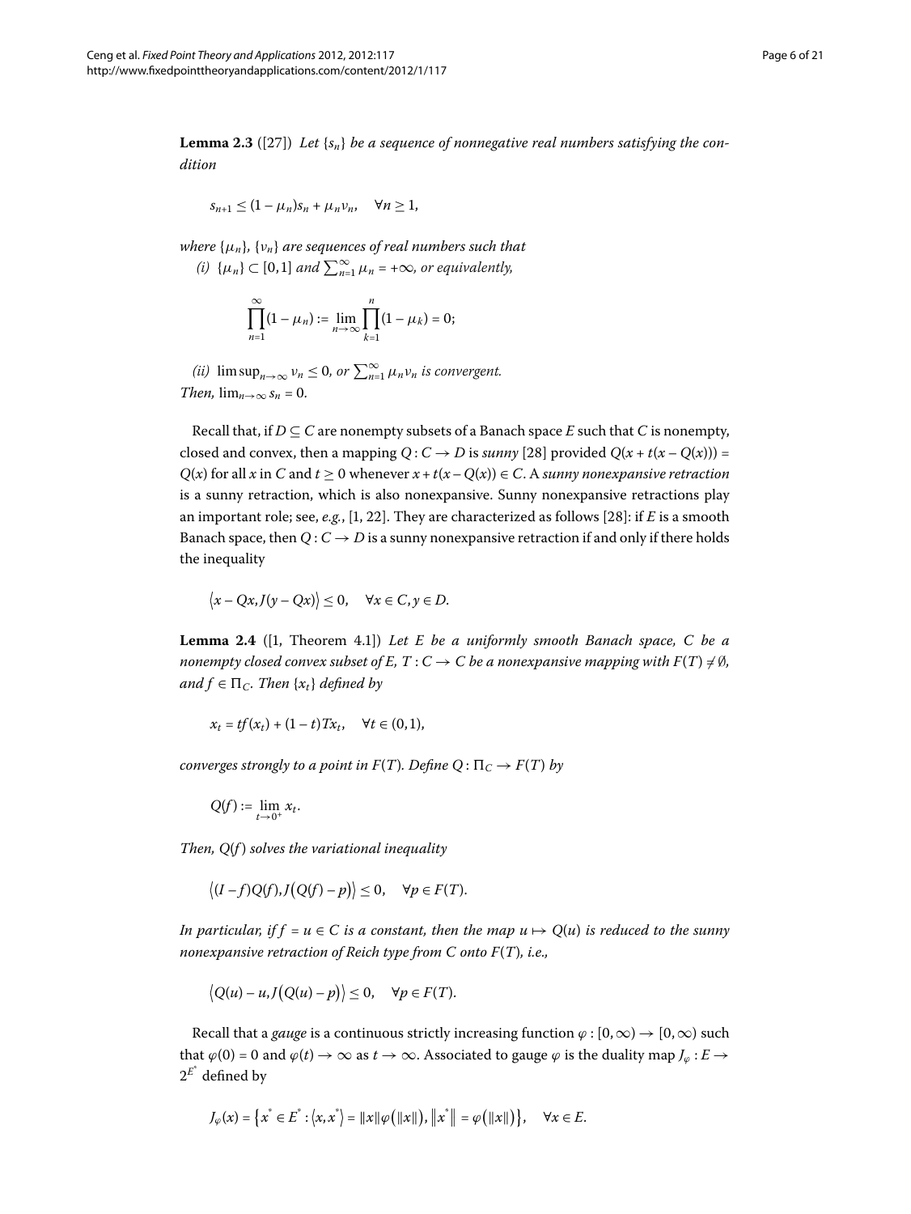**Lemma 2.3** ([27]) *Let $\{s_n\}$ be a sequence of nonnegative real numbers satisfying the condition*

$$s_{n+1} \leq (1-\mu_n)s_n + \mu_n \nu_n, \quad \forall n \geq 1,$$

*where $\{\mu_n\}$, $\{\nu_n\}$ are sequences of real numbers such that*

*(i) $\{\mu_n\} \subset [0,1]$ and $\sum_{n=1}^{\infty} \mu_n = +\infty$, or equivalently,*

$$\prod_{n=1}^{\infty}(1-\mu_n) := \lim_{n\to\infty} \prod_{k=1}^{n}(1-\mu_k) = 0;$$

*(ii) $\limsup_{n\to\infty} \nu_n \leq 0$, or $\sum_{n=1}^{\infty} \mu_n \nu_n$ is convergent.*

*Then, $\lim_{n\to\infty} s_n = 0$.*

Recall that, if $D \subseteq C$ are nonempty subsets of a Banach space $E$ such that $C$ is nonempty, closed and convex, then a mapping $Q : C \to D$ is *sunny* [28] provided $Q(x + t(x - Q(x))) = Q(x)$ for all $x$ in $C$ and $t \geq 0$ whenever $x + t(x - Q(x)) \in C$. A *sunny nonexpansive retraction* is a sunny retraction, which is also nonexpansive. Sunny nonexpansive retractions play an important role; see, *e.g.*, [1, 22]. They are characterized as follows [28]: if $E$ is a smooth Banach space, then $Q : C \to D$ is a sunny nonexpansive retraction if and only if there holds the inequality

$$\langle x - Qx, J(y - Qx)\rangle \leq 0, \quad \forall x \in C, y \in D.$$

**Lemma 2.4** ([1, Theorem 4.1]) *Let $E$ be a uniformly smooth Banach space, $C$ be a nonempty closed convex subset of $E$, $T : C \to C$ be a nonexpansive mapping with $F(T) \neq \emptyset$, and $f \in \Pi_C$. Then $\{x_t\}$ defined by*

$$x_t = tf(x_t) + (1-t)Tx_t, \quad \forall t \in (0,1),$$

*converges strongly to a point in $F(T)$. Define $Q : \Pi_C \to F(T)$ by*

$$Q(f) := \lim_{t\to 0^+} x_t.$$

*Then, $Q(f)$ solves the variational inequality*

$$\langle (I-f)Q(f), J(Q(f) - p)\rangle \leq 0, \quad \forall p \in F(T).$$

*In particular, if $f = u \in C$ is a constant, then the map $u \mapsto Q(u)$ is reduced to the sunny nonexpansive retraction of Reich type from $C$ onto $F(T)$, i.e.,*

$$\langle Q(u) - u, J(Q(u) - p)\rangle \leq 0, \quad \forall p \in F(T).$$

Recall that a *gauge* is a continuous strictly increasing function $\varphi : [0,\infty) \to [0,\infty)$ such that $\varphi(0) = 0$ and $\varphi(t) \to \infty$ as $t \to \infty$. Associated to gauge $\varphi$ is the duality map $J_\varphi : E \to 2^{E^*}$ defined by

$$J_\varphi(x) = \{x^* \in E^* : \langle x, x^*\rangle = \|x\|\varphi(\|x\|), \|x^*\| = \varphi(\|x\|)\}, \quad \forall x \in E.$$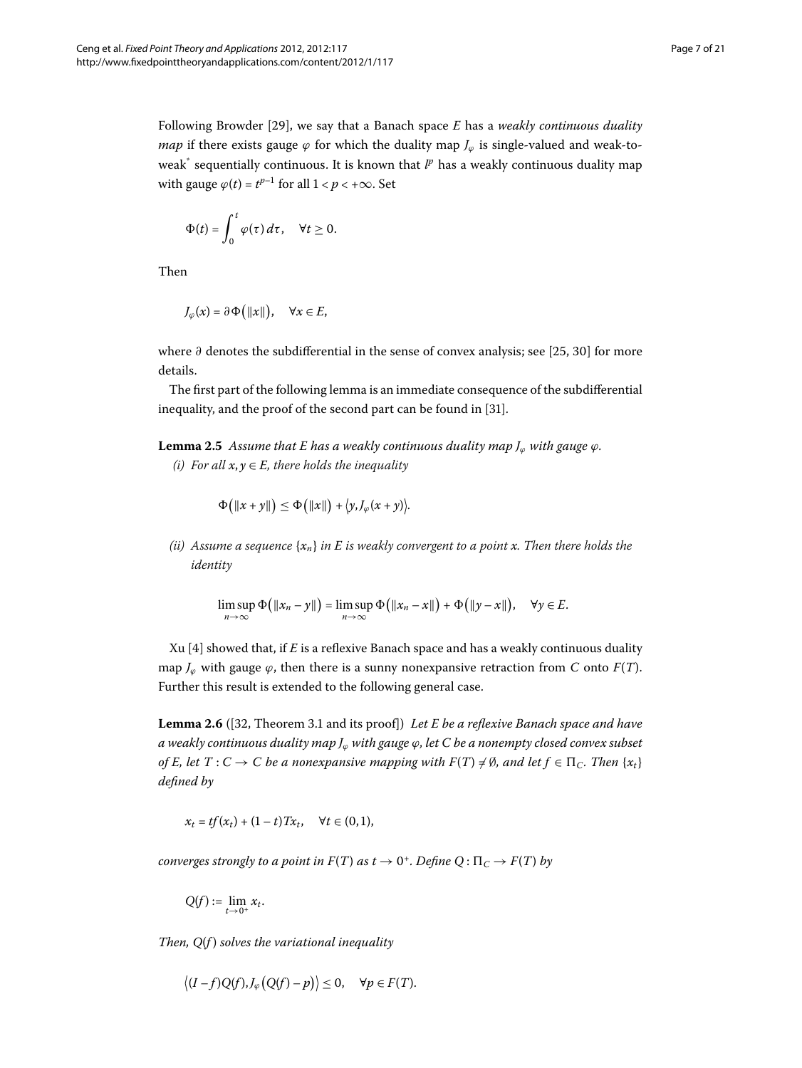Following Browder [29], we say that a Banach space $E$ has a *weakly continuous duality map* if there exists gauge $\varphi$ for which the duality map $J_\varphi$ is single-valued and weak-to-weak$^*$ sequentially continuous. It is known that $l^p$ has a weakly continuous duality map with gauge $\varphi(t) = t^{p-1}$ for all $1 < p < +\infty$. Set

$$\Phi(t) = \int_0^t \varphi(\tau)\,d\tau, \quad \forall t \geq 0.$$

Then

$$J_\varphi(x) = \partial\Phi\big(\|x\|\big), \quad \forall x \in E,$$

where $\partial$ denotes the subdifferential in the sense of convex analysis; see [25, 30] for more details.

The first part of the following lemma is an immediate consequence of the subdifferential inequality, and the proof of the second part can be found in [31].

**Lemma 2.5** *Assume that $E$ has a weakly continuous duality map $J_\varphi$ with gauge $\varphi$.*

*(i) For all $x, y \in E$, there holds the inequality*

$$\Phi\big(\|x+y\|\big) \leq \Phi\big(\|x\|\big) + \big\langle y, J_\varphi(x+y)\big\rangle.$$

*(ii) Assume a sequence $\{x_n\}$ in $E$ is weakly convergent to a point $x$. Then there holds the identity*

$$\limsup_{n\to\infty} \Phi\big(\|x_n - y\|\big) = \limsup_{n\to\infty} \Phi\big(\|x_n - x\|\big) + \Phi\big(\|y - x\|\big), \quad \forall y \in E.$$

Xu [4] showed that, if $E$ is a reflexive Banach space and has a weakly continuous duality map $J_\varphi$ with gauge $\varphi$, then there is a sunny nonexpansive retraction from $C$ onto $F(T)$. Further this result is extended to the following general case.

**Lemma 2.6** ([32, Theorem 3.1 and its proof]) *Let $E$ be a reflexive Banach space and have a weakly continuous duality map $J_\varphi$ with gauge $\varphi$, let $C$ be a nonempty closed convex subset of $E$, let $T: C \to C$ be a nonexpansive mapping with $F(T) \neq \emptyset$, and let $f \in \Pi_C$. Then $\{x_t\}$ defined by*

$$x_t = tf(x_t) + (1-t)Tx_t, \quad \forall t \in (0,1),$$

*converges strongly to a point in $F(T)$ as $t \to 0^+$. Define $Q: \Pi_C \to F(T)$ by*

$$Q(f) := \lim_{t\to 0^+} x_t.$$

*Then, $Q(f)$ solves the variational inequality*

$$\big\langle (I-f)Q(f), J_\varphi\big(Q(f) - p\big)\big\rangle \leq 0, \quad \forall p \in F(T).$$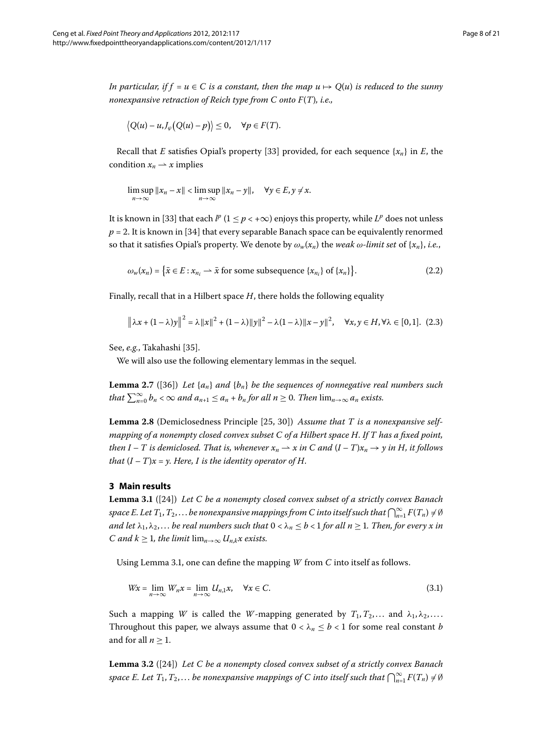*In particular, if $f = u \in C$ is a constant, then the map $u \mapsto Q(u)$ is reduced to the sunny nonexpansive retraction of Reich type from $C$ onto $F(T)$, i.e.,*

$$\langle Q(u) - u, J_\varphi(Q(u) - p)\rangle \leq 0, \quad \forall p \in F(T).$$

Recall that $E$ satisfies Opial's property [33] provided, for each sequence $\{x_n\}$ in $E$, the condition $x_n \rightharpoonup x$ implies

$$\limsup_{n\to\infty} \|x_n - x\| < \limsup_{n\to\infty} \|x_n - y\|, \quad \forall y \in E, y \neq x.$$

It is known in [33] that each $l^p$ $(1 \leq p < +\infty)$ enjoys this property, while $L^p$ does not unless $p = 2$. It is known in [34] that every separable Banach space can be equivalently renormed so that it satisfies Opial's property. We denote by $\omega_w(x_n)$ the *weak $\omega$-limit set* of $\{x_n\}$, *i.e.*,

$$\omega_w(x_n) = \{\bar{x} \in E : x_{n_i} \rightharpoonup \bar{x} \text{ for some subsequence } \{x_{n_i}\} \text{ of } \{x_n\}\}. \tag{2.2}$$

Finally, recall that in a Hilbert space $H$, there holds the following equality

$$\|\lambda x + (1-\lambda)y\|^2 = \lambda\|x\|^2 + (1-\lambda)\|y\|^2 - \lambda(1-\lambda)\|x-y\|^2, \quad \forall x, y \in H, \forall \lambda \in [0,1]. \tag{2.3}$$

See, *e.g.*, Takahashi [35].

We will also use the following elementary lemmas in the sequel.

**Lemma 2.7** ([36]) *Let $\{a_n\}$ and $\{b_n\}$ be the sequences of nonnegative real numbers such that $\sum_{n=0}^{\infty} b_n < \infty$ and $a_{n+1} \leq a_n + b_n$ for all $n \geq 0$. Then $\lim_{n\to\infty} a_n$ exists.*

**Lemma 2.8** (Demiclosedness Principle [25, 30]) *Assume that $T$ is a nonexpansive self-mapping of a nonempty closed convex subset $C$ of a Hilbert space $H$. If $T$ has a fixed point, then $I - T$ is demiclosed. That is, whenever $x_n \rightharpoonup x$ in $C$ and $(I - T)x_n \to y$ in $H$, it follows that $(I - T)x = y$. Here, $I$ is the identity operator of $H$.*

## 3 Main results

**Lemma 3.1** ([24]) *Let $C$ be a nonempty closed convex subset of a strictly convex Banach space $E$. Let $T_1, T_2, \ldots$ be nonexpansive mappings from $C$ into itself such that $\bigcap_{n=1}^{\infty} F(T_n) \neq \emptyset$ and let $\lambda_1, \lambda_2, \ldots$ be real numbers such that $0 < \lambda_n \leq b < 1$ for all $n \geq 1$. Then, for every $x$ in $C$ and $k \geq 1$, the limit $\lim_{n\to\infty} U_{n,k}x$ exists.*

Using Lemma 3.1, one can define the mapping $W$ from $C$ into itself as follows.

$$Wx = \lim_{n\to\infty} W_n x = \lim_{n\to\infty} U_{n,1}x, \quad \forall x \in C. \tag{3.1}$$

Such a mapping $W$ is called the $W$-mapping generated by $T_1, T_2, \ldots$ and $\lambda_1, \lambda_2, \ldots$. Throughout this paper, we always assume that $0 < \lambda_n \leq b < 1$ for some real constant $b$ and for all $n \geq 1$.

**Lemma 3.2** ([24]) *Let $C$ be a nonempty closed convex subset of a strictly convex Banach space $E$. Let $T_1, T_2, \ldots$ be nonexpansive mappings of $C$ into itself such that $\bigcap_{n=1}^{\infty} F(T_n) \neq \emptyset$*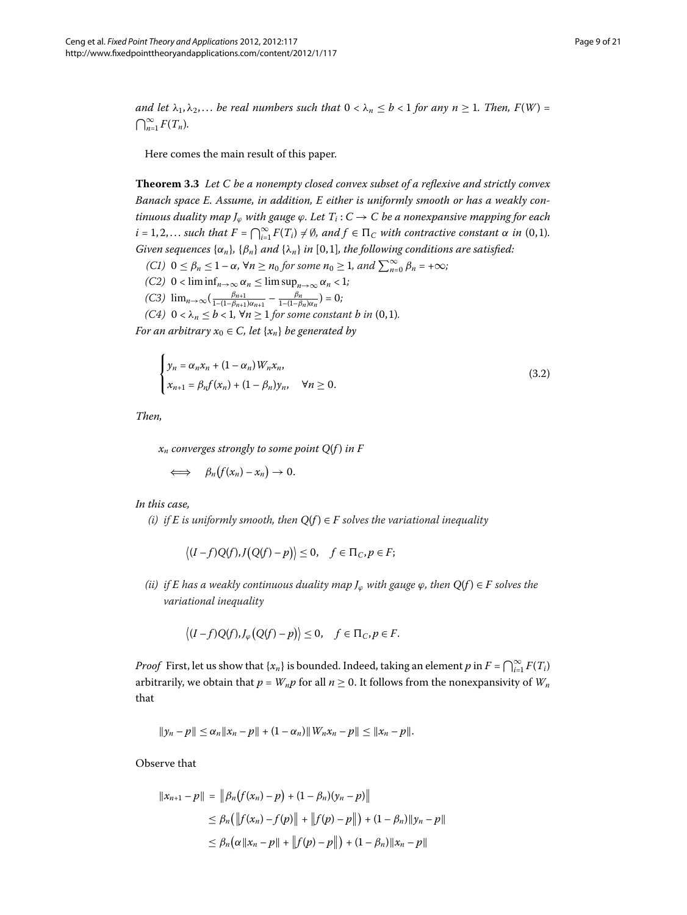*and let $\lambda_1, \lambda_2, \ldots$ be real numbers such that $0 < \lambda_n \leq b < 1$ for any $n \geq 1$. Then, $F(W) = \bigcap_{n=1}^{\infty} F(T_n)$.*

Here comes the main result of this paper.

**Theorem 3.3** *Let $C$ be a nonempty closed convex subset of a reflexive and strictly convex Banach space $E$. Assume, in addition, $E$ either is uniformly smooth or has a weakly continuous duality map $J_\varphi$ with gauge $\varphi$. Let $T_i : C \to C$ be a nonexpansive mapping for each $i = 1, 2, \ldots$ such that $F = \bigcap_{i=1}^{\infty} F(T_i) \neq \emptyset$, and $f \in \Pi_C$ with contractive constant $\alpha$ in $(0, 1)$. Given sequences $\{\alpha_n\}$, $\{\beta_n\}$ and $\{\lambda_n\}$ in $[0, 1]$, the following conditions are satisfied:*

*(C1) $0 \leq \beta_n \leq 1 - \alpha$, $\forall n \geq n_0$ for some $n_0 \geq 1$, and $\sum_{n=0}^{\infty} \beta_n = +\infty$;*

*(C2) $0 < \liminf_{n\to\infty} \alpha_n \leq \limsup_{n\to\infty} \alpha_n < 1$;*

*(C3) $\lim_{n\to\infty} \left(\frac{\beta_{n+1}}{1-(1-\beta_{n+1})\alpha_{n+1}} - \frac{\beta_n}{1-(1-\beta_n)\alpha_n}\right) = 0$;*

*(C4) $0 < \lambda_n \leq b < 1$, $\forall n \geq 1$ for some constant $b$ in $(0, 1)$.*

*For an arbitrary $x_0 \in C$, let $\{x_n\}$ be generated by*

$$\begin{cases} y_n = \alpha_n x_n + (1 - \alpha_n) W_n x_n, \\ x_{n+1} = \beta_n f(x_n) + (1 - \beta_n) y_n, \quad \forall n \geq 0. \end{cases} \tag{3.2}$$

*Then,*

$$x_n \text{ converges strongly to some point } Q(f) \text{ in } F$$

$$\iff \quad \beta_n\big(f(x_n) - x_n\big) \to 0.$$

*In this case,*

*(i) if $E$ is uniformly smooth, then $Q(f) \in F$ solves the variational inequality*

$$\big\langle (I - f)Q(f), J\big(Q(f) - p\big)\big\rangle \leq 0, \quad f \in \Pi_C, p \in F;$$

*(ii) if $E$ has a weakly continuous duality map $J_\varphi$ with gauge $\varphi$, then $Q(f) \in F$ solves the variational inequality*

$$\big\langle (I - f)Q(f), J_\varphi\big(Q(f) - p\big)\big\rangle \leq 0, \quad f \in \Pi_C, p \in F.$$

*Proof* First, let us show that $\{x_n\}$ is bounded. Indeed, taking an element $p$ in $F = \bigcap_{i=1}^{\infty} F(T_i)$ arbitrarily, we obtain that $p = W_n p$ for all $n \geq 0$. It follows from the nonexpansivity of $W_n$ that

$$\|y_n - p\| \leq \alpha_n \|x_n - p\| + (1 - \alpha_n)\|W_n x_n - p\| \leq \|x_n - p\|.$$

Observe that

$$\begin{aligned} \|x_{n+1} - p\| &= \big\|\beta_n\big(f(x_n) - p\big) + (1 - \beta_n)(y_n - p)\big\| \\ &\leq \beta_n\big(\big\|f(x_n) - f(p)\big\| + \big\|f(p) - p\big\|\big) + (1 - \beta_n)\|y_n - p\| \\ &\leq \beta_n\big(\alpha\|x_n - p\| + \big\|f(p) - p\big\|\big) + (1 - \beta_n)\|x_n - p\| \end{aligned}$$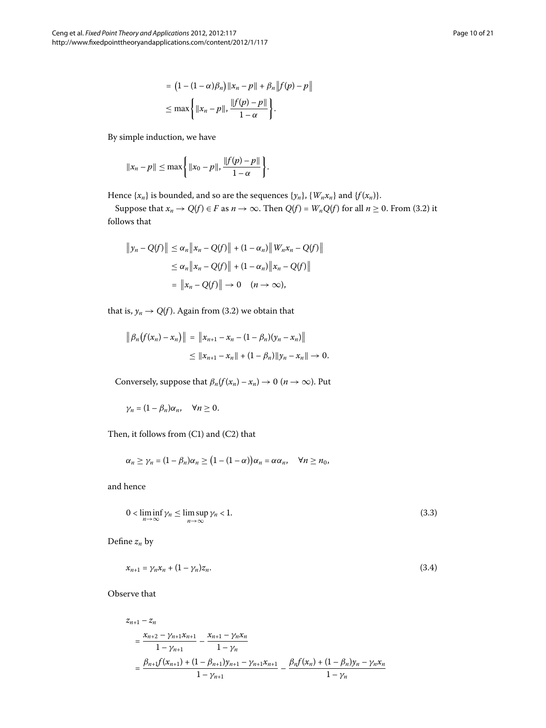$$
\begin{aligned}
&= \big(1-(1-\alpha)\beta_n\big)\|x_n - p\| + \beta_n \big\|f(p) - p\big\| \\
&\le \max\left\{ \|x_n - p\|, \frac{\|f(p)-p\|}{1-\alpha} \right\}.
\end{aligned}
$$

By simple induction, we have

$$
\|x_n - p\| \le \max\left\{ \|x_0 - p\|, \frac{\|f(p)-p\|}{1-\alpha} \right\}.
$$

Hence $\{x_n\}$ is bounded, and so are the sequences $\{y_n\}$, $\{W_n x_n\}$ and $\{f(x_n)\}$.

Suppose that $x_n \to Q(f) \in F$ as $n \to \infty$. Then $Q(f) = W_n Q(f)$ for all $n \ge 0$. From (3.2) it follows that

$$
\begin{aligned}
\big\|y_n - Q(f)\big\| &\le \alpha_n \big\|x_n - Q(f)\big\| + (1-\alpha_n)\big\|W_n x_n - Q(f)\big\| \\
&\le \alpha_n \big\|x_n - Q(f)\big\| + (1-\alpha_n)\big\|x_n - Q(f)\big\| \\
&= \big\|x_n - Q(f)\big\| \to 0 \quad (n \to \infty),
\end{aligned}
$$

that is, $y_n \to Q(f)$. Again from (3.2) we obtain that

$$
\begin{aligned}
\big\|\beta_n\big(f(x_n) - x_n\big)\big\| &= \big\|x_{n+1} - x_n - (1-\beta_n)(y_n - x_n)\big\| \\
&\le \|x_{n+1} - x_n\| + (1-\beta_n)\|y_n - x_n\| \to 0.
\end{aligned}
$$

Conversely, suppose that $\beta_n(f(x_n) - x_n) \to 0$ $(n \to \infty)$. Put

$$
\gamma_n = (1-\beta_n)\alpha_n, \quad \forall n \ge 0.
$$

Then, it follows from (C1) and (C2) that

$$
\alpha_n \ge \gamma_n = (1-\beta_n)\alpha_n \ge \big(1-(1-\alpha)\big)\alpha_n = \alpha\alpha_n, \quad \forall n \ge n_0,
$$

and hence

$$
0 < \liminf_{n\to\infty} \gamma_n \le \limsup_{n\to\infty} \gamma_n < 1. \tag{3.3}
$$

Define $z_n$ by

$$
x_{n+1} = \gamma_n x_n + (1-\gamma_n) z_n. \tag{3.4}
$$

Observe that

$$
\begin{aligned}
&z_{n+1} - z_n \\
&= \frac{x_{n+2} - \gamma_{n+1}x_{n+1}}{1-\gamma_{n+1}} - \frac{x_{n+1} - \gamma_n x_n}{1-\gamma_n} \\
&= \frac{\beta_{n+1} f(x_{n+1}) + (1-\beta_{n+1})y_{n+1} - \gamma_{n+1}x_{n+1}}{1-\gamma_{n+1}} - \frac{\beta_n f(x_n) + (1-\beta_n)y_n - \gamma_n x_n}{1-\gamma_n}
\end{aligned}
$$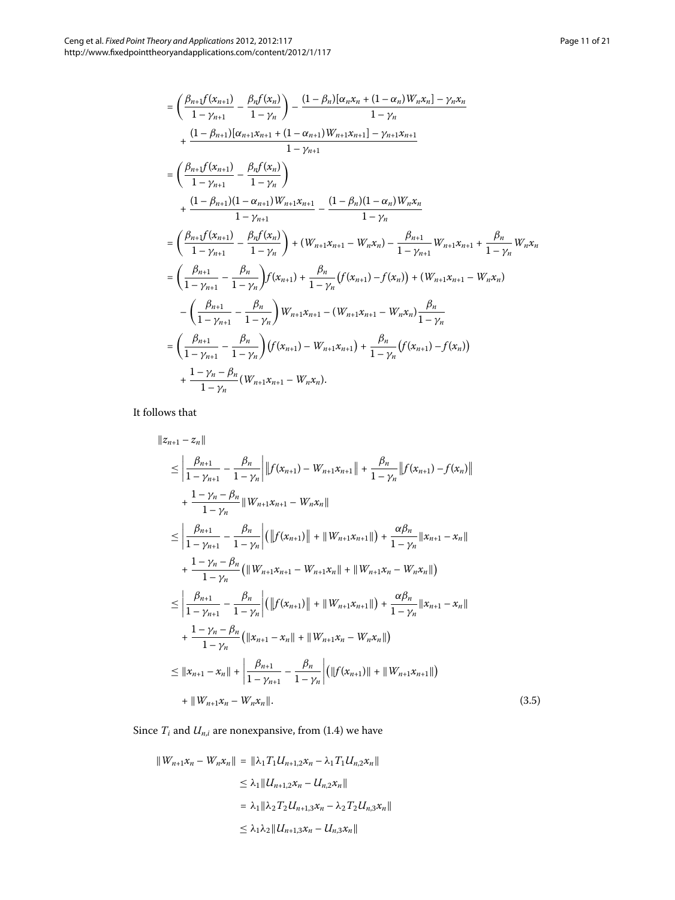$$
\begin{aligned}
&= \left( \frac{\beta_{n+1} f(x_{n+1})}{1-\gamma_{n+1}} - \frac{\beta_n f(x_n)}{1-\gamma_n} \right) - \frac{(1-\beta_n)[\alpha_n x_n + (1-\alpha_n) W_n x_n] - \gamma_n x_n}{1-\gamma_n} \\
&\quad + \frac{(1-\beta_{n+1})[\alpha_{n+1} x_{n+1} + (1-\alpha_{n+1}) W_{n+1} x_{n+1}] - \gamma_{n+1} x_{n+1}}{1-\gamma_{n+1}} \\
&= \left( \frac{\beta_{n+1} f(x_{n+1})}{1-\gamma_{n+1}} - \frac{\beta_n f(x_n)}{1-\gamma_n} \right) \\
&\quad + \frac{(1-\beta_{n+1})(1-\alpha_{n+1}) W_{n+1} x_{n+1}}{1-\gamma_{n+1}} - \frac{(1-\beta_n)(1-\alpha_n) W_n x_n}{1-\gamma_n} \\
&= \left( \frac{\beta_{n+1} f(x_{n+1})}{1-\gamma_{n+1}} - \frac{\beta_n f(x_n)}{1-\gamma_n} \right) + (W_{n+1} x_{n+1} - W_n x_n) - \frac{\beta_{n+1}}{1-\gamma_{n+1}} W_{n+1} x_{n+1} + \frac{\beta_n}{1-\gamma_n} W_n x_n \\
&= \left( \frac{\beta_{n+1}}{1-\gamma_{n+1}} - \frac{\beta_n}{1-\gamma_n} \right) f(x_{n+1}) + \frac{\beta_n}{1-\gamma_n} \big( f(x_{n+1}) - f(x_n) \big) + (W_{n+1} x_{n+1} - W_n x_n) \\
&\quad - \left( \frac{\beta_{n+1}}{1-\gamma_{n+1}} - \frac{\beta_n}{1-\gamma_n} \right) W_{n+1} x_{n+1} - (W_{n+1} x_{n+1} - W_n x_n) \frac{\beta_n}{1-\gamma_n} \\
&= \left( \frac{\beta_{n+1}}{1-\gamma_{n+1}} - \frac{\beta_n}{1-\gamma_n} \right) \big( f(x_{n+1}) - W_{n+1} x_{n+1} \big) + \frac{\beta_n}{1-\gamma_n} \big( f(x_{n+1}) - f(x_n) \big) \\
&\quad + \frac{1-\gamma_n-\beta_n}{1-\gamma_n} (W_{n+1} x_{n+1} - W_n x_n).
\end{aligned}
$$

It follows that

$$
\begin{aligned}
&\|z_{n+1} - z_n\| \\
&\quad \le \left| \frac{\beta_{n+1}}{1-\gamma_{n+1}} - \frac{\beta_n}{1-\gamma_n} \right| \big\| f(x_{n+1}) - W_{n+1} x_{n+1} \big\| + \frac{\beta_n}{1-\gamma_n} \big\| f(x_{n+1}) - f(x_n) \big\| \\
&\qquad + \frac{1-\gamma_n-\beta_n}{1-\gamma_n} \| W_{n+1} x_{n+1} - W_n x_n \| \\
&\quad \le \left| \frac{\beta_{n+1}}{1-\gamma_{n+1}} - \frac{\beta_n}{1-\gamma_n} \right| \big( \big\| f(x_{n+1}) \big\| + \| W_{n+1} x_{n+1} \| \big) + \frac{\alpha \beta_n}{1-\gamma_n} \| x_{n+1} - x_n \| \\
&\qquad + \frac{1-\gamma_n-\beta_n}{1-\gamma_n} \big( \| W_{n+1} x_{n+1} - W_{n+1} x_n \| + \| W_{n+1} x_n - W_n x_n \| \big) \\
&\quad \le \left| \frac{\beta_{n+1}}{1-\gamma_{n+1}} - \frac{\beta_n}{1-\gamma_n} \right| \big( \big\| f(x_{n+1}) \big\| + \| W_{n+1} x_{n+1} \| \big) + \frac{\alpha \beta_n}{1-\gamma_n} \| x_{n+1} - x_n \| \\
&\qquad + \frac{1-\gamma_n-\beta_n}{1-\gamma_n} \big( \| x_{n+1} - x_n \| + \| W_{n+1} x_n - W_n x_n \| \big) \\
&\quad \le \| x_{n+1} - x_n \| + \left| \frac{\beta_{n+1}}{1-\gamma_{n+1}} - \frac{\beta_n}{1-\gamma_n} \right| \big( \| f(x_{n+1}) \| + \| W_{n+1} x_{n+1} \| \big) \\
&\qquad + \| W_{n+1} x_n - W_n x_n \|. \qquad (3.5)
\end{aligned}
$$

Since $T_i$ and $U_{n,i}$ are nonexpansive, from (1.4) we have

$$
\begin{aligned}
\| W_{n+1} x_n - W_n x_n \| &= \| \lambda_1 T_1 U_{n+1,2} x_n - \lambda_1 T_1 U_{n,2} x_n \| \\
&\le \lambda_1 \| U_{n+1,2} x_n - U_{n,2} x_n \| \\
&= \lambda_1 \| \lambda_2 T_2 U_{n+1,3} x_n - \lambda_2 T_2 U_{n,3} x_n \| \\
&\le \lambda_1 \lambda_2 \| U_{n+1,3} x_n - U_{n,3} x_n \|
\end{aligned}
$$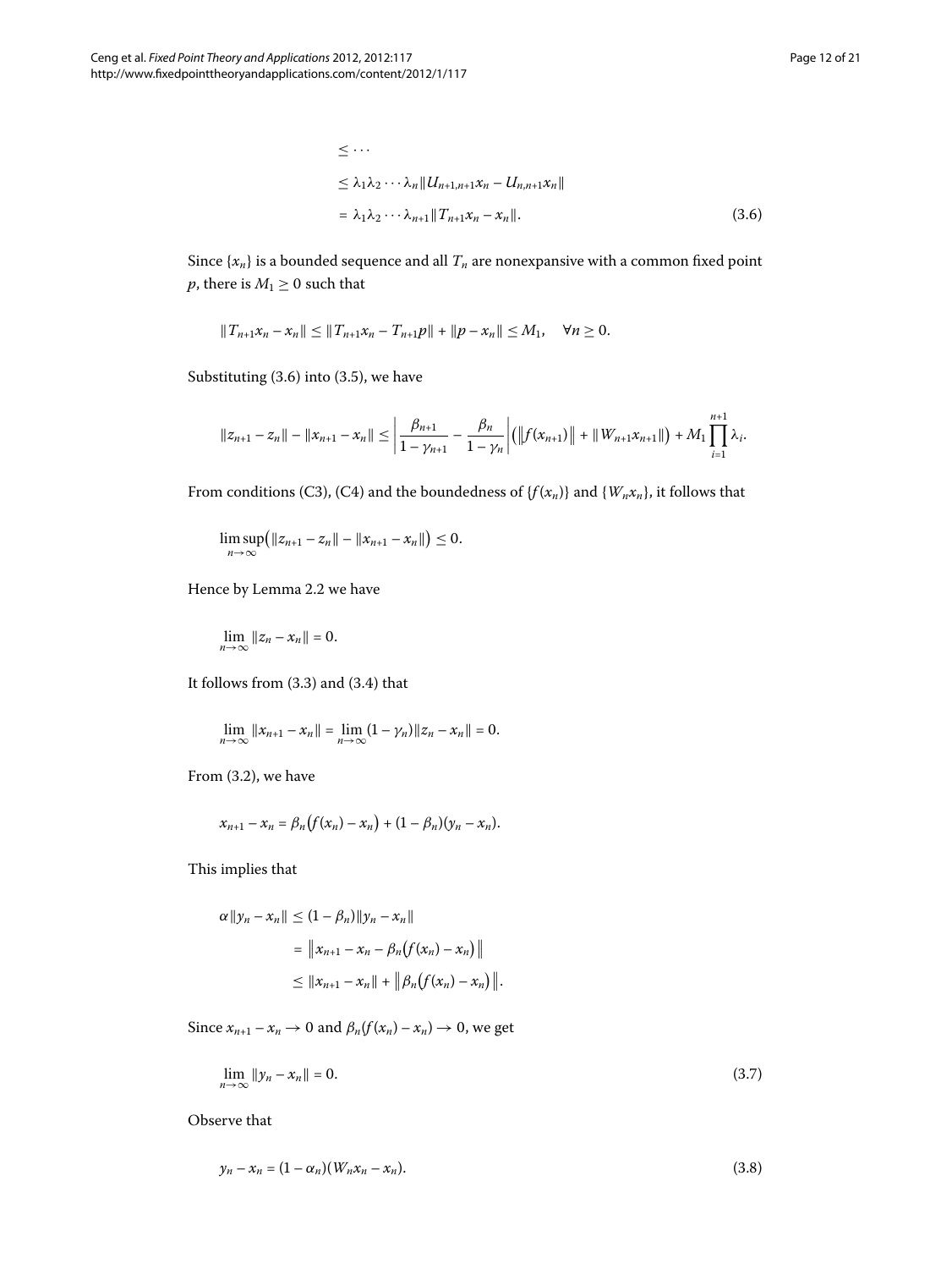$$
\begin{aligned}
&\leq \cdots \\
&\leq \lambda_1\lambda_2\cdots\lambda_n\|U_{n+1,n+1}x_n - U_{n,n+1}x_n\| \\
&= \lambda_1\lambda_2\cdots\lambda_{n+1}\|T_{n+1}x_n - x_n\|. 
\end{aligned}
\tag{3.6}
$$

Since $\{x_n\}$ is a bounded sequence and all $T_n$ are nonexpansive with a common fixed point $p$, there is $M_1 \geq 0$ such that

$$
\|T_{n+1}x_n - x_n\| \leq \|T_{n+1}x_n - T_{n+1}p\| + \|p - x_n\| \leq M_1, \quad \forall n \geq 0.
$$

Substituting (3.6) into (3.5), we have

$$
\|z_{n+1} - z_n\| - \|x_{n+1} - x_n\| \leq \left| \frac{\beta_{n+1}}{1-\gamma_{n+1}} - \frac{\beta_n}{1-\gamma_n} \right| \big( \|f(x_{n+1})\| + \|W_{n+1}x_{n+1}\| \big) + M_1 \prod_{i=1}^{n+1} \lambda_i.
$$

From conditions (C3), (C4) and the boundedness of $\{f(x_n)\}$ and $\{W_n x_n\}$, it follows that

$$
\limsup_{n\to\infty} \big( \|z_{n+1} - z_n\| - \|x_{n+1} - x_n\| \big) \leq 0.
$$

Hence by Lemma 2.2 we have

$$
\lim_{n\to\infty} \|z_n - x_n\| = 0.
$$

It follows from (3.3) and (3.4) that

$$
\lim_{n\to\infty} \|x_{n+1} - x_n\| = \lim_{n\to\infty} (1-\gamma_n)\|z_n - x_n\| = 0.
$$

From (3.2), we have

$$
x_{n+1} - x_n = \beta_n \big( f(x_n) - x_n \big) + (1-\beta_n)(y_n - x_n).
$$

This implies that

$$
\begin{aligned}
\alpha\|y_n - x_n\| &\leq (1-\beta_n)\|y_n - x_n\| \\
&= \big\| x_{n+1} - x_n - \beta_n \big( f(x_n) - x_n \big) \big\| \\
&\leq \|x_{n+1} - x_n\| + \big\| \beta_n \big( f(x_n) - x_n \big) \big\|.
\end{aligned}
$$

Since $x_{n+1} - x_n \to 0$ and $\beta_n(f(x_n) - x_n) \to 0$, we get

$$
\lim_{n\to\infty} \|y_n - x_n\| = 0. \tag{3.7}
$$

Observe that

$$
y_n - x_n = (1-\alpha_n)(W_n x_n - x_n). \tag{3.8}
$$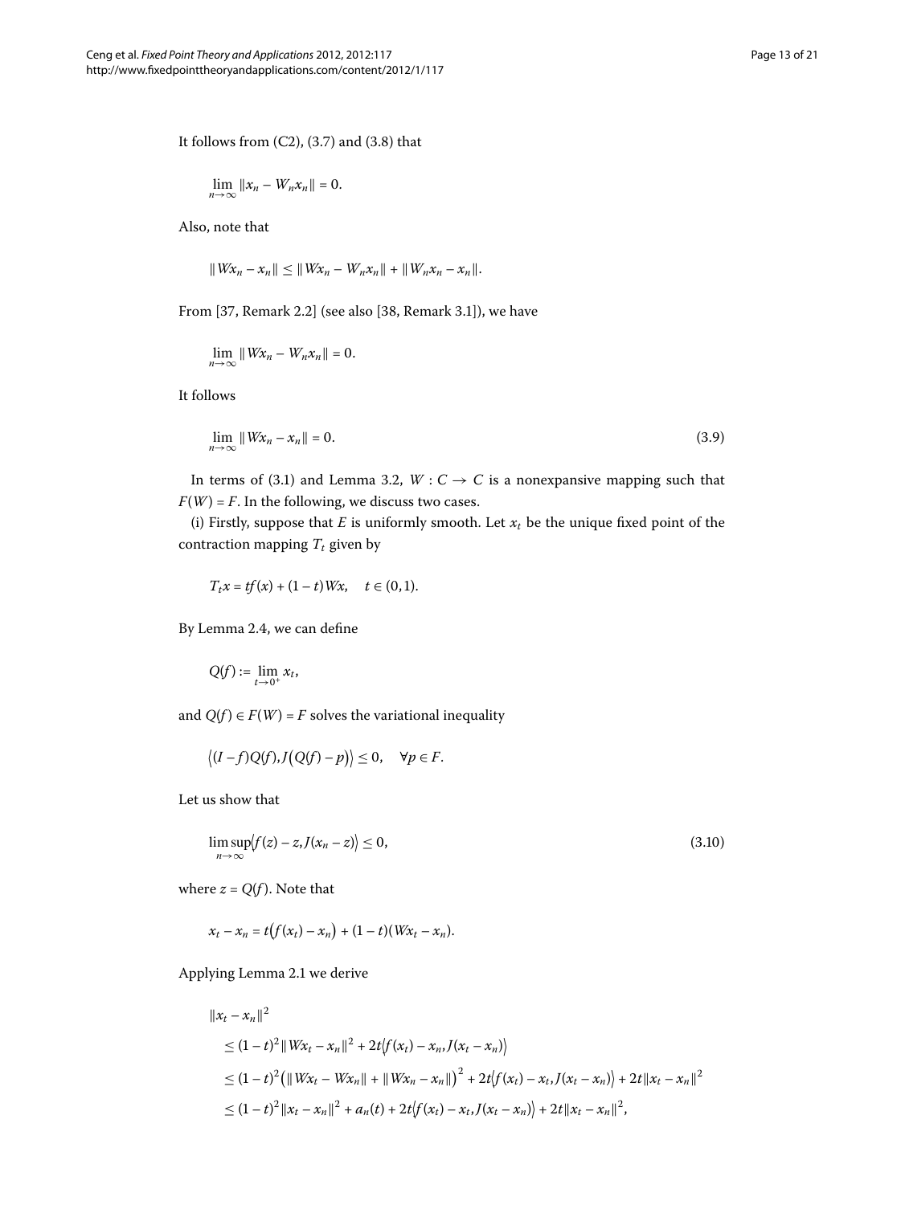It follows from (C2), (3.7) and (3.8) that

$$\lim_{n\to\infty} \|x_n - W_n x_n\| = 0.$$

Also, note that

$$\|Wx_n - x_n\| \le \|Wx_n - W_n x_n\| + \|W_n x_n - x_n\|.$$

From [37, Remark 2.2] (see also [38, Remark 3.1]), we have

$$\lim_{n\to\infty} \|Wx_n - W_n x_n\| = 0.$$

It follows

$$\lim_{n\to\infty} \|Wx_n - x_n\| = 0. \tag{3.9}$$

In terms of (3.1) and Lemma 3.2, $W : C \to C$ is a nonexpansive mapping such that $F(W) = F$. In the following, we discuss two cases.

(i) Firstly, suppose that $E$ is uniformly smooth. Let $x_t$ be the unique fixed point of the contraction mapping $T_t$ given by

$$T_t x = tf(x) + (1-t)Wx, \quad t \in (0,1).$$

By Lemma 2.4, we can define

$$Q(f) := \lim_{t\to 0^+} x_t,$$

and $Q(f) \in F(W) = F$ solves the variational inequality

$$\langle (I-f)Q(f), J(Q(f) - p)\rangle \le 0, \quad \forall p \in F.$$

Let us show that

$$\limsup_{n\to\infty} \langle f(z) - z, J(x_n - z)\rangle \le 0, \tag{3.10}$$

where $z = Q(f)$. Note that

$$x_t - x_n = t(f(x_t) - x_n) + (1-t)(Wx_t - x_n).$$

Applying Lemma 2.1 we derive

$$\begin{aligned}
&\|x_t - x_n\|^2 \\
&\quad \le (1-t)^2 \|Wx_t - x_n\|^2 + 2t\langle f(x_t) - x_n, J(x_t - x_n)\rangle \\
&\quad \le (1-t)^2 \big(\|Wx_t - Wx_n\| + \|Wx_n - x_n\|\big)^2 + 2t\langle f(x_t) - x_t, J(x_t - x_n)\rangle + 2t\|x_t - x_n\|^2 \\
&\quad \le (1-t)^2 \|x_t - x_n\|^2 + a_n(t) + 2t\langle f(x_t) - x_t, J(x_t - x_n)\rangle + 2t\|x_t - x_n\|^2,
\end{aligned}$$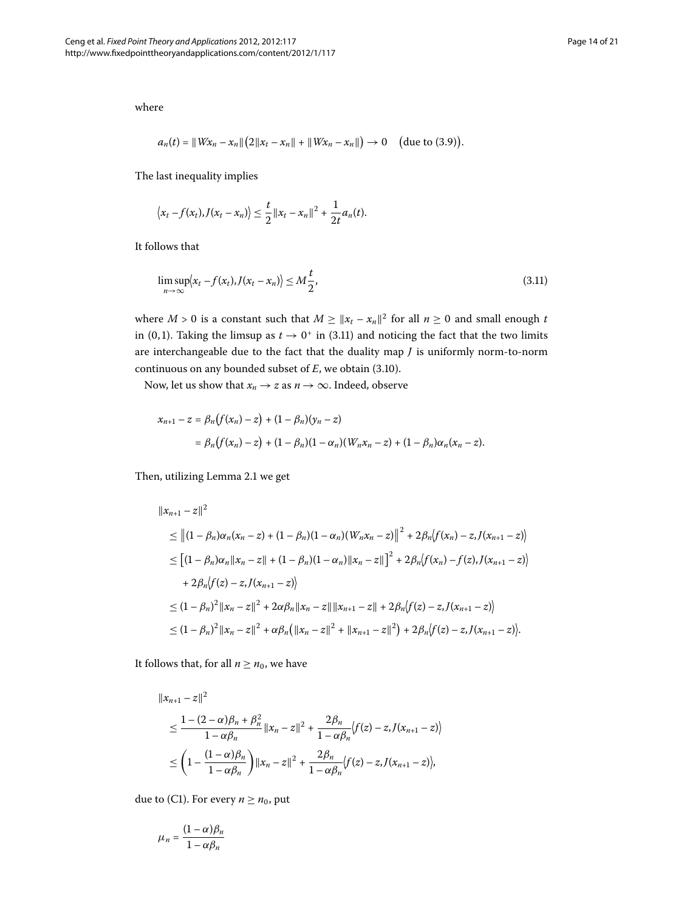where

$$a_n(t) = \|Wx_n - x_n\|\big(2\|x_t - x_n\| + \|Wx_n - x_n\|\big) \to 0 \quad \big(\text{due to (3.9)}\big).$$

The last inequality implies

$$\langle x_t - f(x_t), J(x_t - x_n)\rangle \le \frac{t}{2}\|x_t - x_n\|^2 + \frac{1}{2t}a_n(t).$$

It follows that

$$\limsup_{n\to\infty}\langle x_t - f(x_t), J(x_t - x_n)\rangle \le M\frac{t}{2}, \tag{3.11}$$

where $M > 0$ is a constant such that $M \ge \|x_t - x_n\|^2$ for all $n \ge 0$ and small enough $t$ in $(0,1)$. Taking the limsup as $t \to 0^+$ in (3.11) and noticing the fact that the two limits are interchangeable due to the fact that the duality map $J$ is uniformly norm-to-norm continuous on any bounded subset of $E$, we obtain (3.10).

Now, let us show that $x_n \to z$ as $n \to \infty$. Indeed, observe

$$\begin{aligned}
x_{n+1} - z &= \beta_n\big(f(x_n) - z\big) + (1 - \beta_n)(y_n - z) \\
&= \beta_n\big(f(x_n) - z\big) + (1 - \beta_n)(1 - \alpha_n)(W_n x_n - z) + (1 - \beta_n)\alpha_n(x_n - z).
\end{aligned}$$

Then, utilizing Lemma 2.1 we get

$$\begin{aligned}
&\|x_{n+1} - z\|^2 \\
&\quad\le \big\|(1 - \beta_n)\alpha_n(x_n - z) + (1 - \beta_n)(1 - \alpha_n)(W_n x_n - z)\big\|^2 + 2\beta_n\langle f(x_n) - z, J(x_{n+1} - z)\rangle \\
&\quad\le \big[(1 - \beta_n)\alpha_n\|x_n - z\| + (1 - \beta_n)(1 - \alpha_n)\|x_n - z\|\big]^2 + 2\beta_n\langle f(x_n) - f(z), J(x_{n+1} - z)\rangle \\
&\qquad + 2\beta_n\langle f(z) - z, J(x_{n+1} - z)\rangle \\
&\quad\le (1 - \beta_n)^2\|x_n - z\|^2 + 2\alpha\beta_n\|x_n - z\|\|x_{n+1} - z\| + 2\beta_n\langle f(z) - z, J(x_{n+1} - z)\rangle \\
&\quad\le (1 - \beta_n)^2\|x_n - z\|^2 + \alpha\beta_n\big(\|x_n - z\|^2 + \|x_{n+1} - z\|^2\big) + 2\beta_n\langle f(z) - z, J(x_{n+1} - z)\rangle.
\end{aligned}$$

It follows that, for all $n \ge n_0$, we have

$$\begin{aligned}
&\|x_{n+1} - z\|^2 \\
&\quad\le \frac{1 - (2 - \alpha)\beta_n + \beta_n^2}{1 - \alpha\beta_n}\|x_n - z\|^2 + \frac{2\beta_n}{1 - \alpha\beta_n}\langle f(z) - z, J(x_{n+1} - z)\rangle \\
&\quad\le \left(1 - \frac{(1 - \alpha)\beta_n}{1 - \alpha\beta_n}\right)\|x_n - z\|^2 + \frac{2\beta_n}{1 - \alpha\beta_n}\langle f(z) - z, J(x_{n+1} - z)\rangle,
\end{aligned}$$

due to (C1). For every $n \ge n_0$, put

$$\mu_n = \frac{(1 - \alpha)\beta_n}{1 - \alpha\beta_n}$$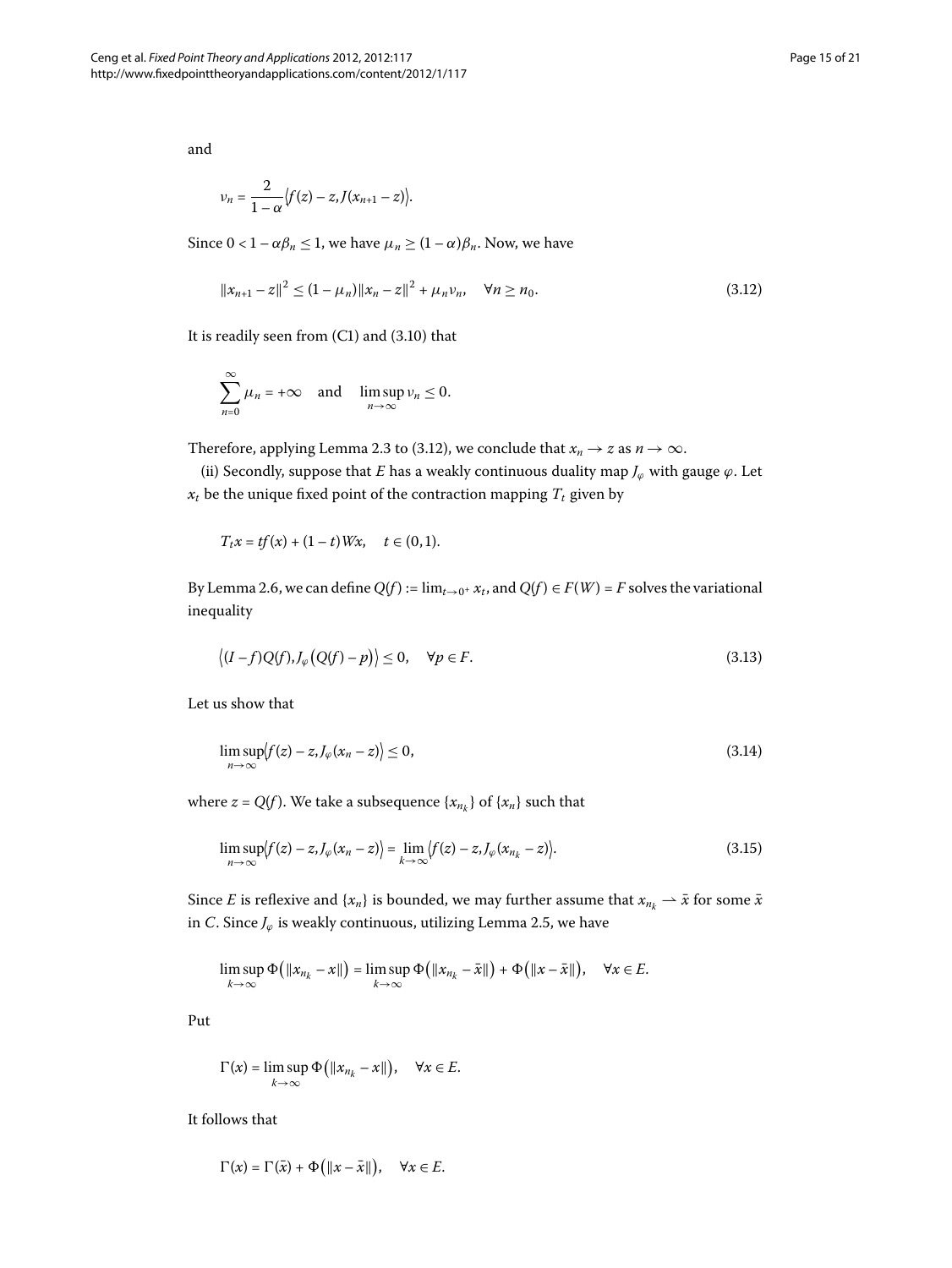and

$$\nu_n = \frac{2}{1-\alpha}\langle f(z) - z, J(x_{n+1} - z)\rangle.$$

Since $0 < 1 - \alpha\beta_n \le 1$, we have $\mu_n \ge (1-\alpha)\beta_n$. Now, we have

$$\|x_{n+1} - z\|^2 \le (1-\mu_n)\|x_n - z\|^2 + \mu_n \nu_n, \quad \forall n \ge n_0. \tag{3.12}$$

It is readily seen from (C1) and (3.10) that

$$\sum_{n=0}^{\infty} \mu_n = +\infty \quad \text{and} \quad \limsup_{n\to\infty} \nu_n \le 0.$$

Therefore, applying Lemma 2.3 to (3.12), we conclude that $x_n \to z$ as $n \to \infty$.

(ii) Secondly, suppose that $E$ has a weakly continuous duality map $J_\varphi$ with gauge $\varphi$. Let $x_t$ be the unique fixed point of the contraction mapping $T_t$ given by

$$T_t x = tf(x) + (1-t)Wx, \quad t \in (0,1).$$

By Lemma 2.6, we can define $Q(f) := \lim_{t\to 0^+} x_t$, and $Q(f) \in F(W) = F$ solves the variational inequality

$$\langle (I-f)Q(f), J_\varphi(Q(f) - p)\rangle \le 0, \quad \forall p \in F. \tag{3.13}$$

Let us show that

$$\limsup_{n\to\infty}\langle f(z) - z, J_\varphi(x_n - z)\rangle \le 0, \tag{3.14}$$

where $z = Q(f)$. We take a subsequence $\{x_{n_k}\}$ of $\{x_n\}$ such that

$$\limsup_{n\to\infty}\langle f(z) - z, J_\varphi(x_n - z)\rangle = \lim_{k\to\infty}\langle f(z) - z, J_\varphi(x_{n_k} - z)\rangle. \tag{3.15}$$

Since $E$ is reflexive and $\{x_n\}$ is bounded, we may further assume that $x_{n_k} \rightharpoonup \bar{x}$ for some $\bar{x}$ in $C$. Since $J_\varphi$ is weakly continuous, utilizing Lemma 2.5, we have

$$\limsup_{k\to\infty}\Phi(\|x_{n_k} - x\|) = \limsup_{k\to\infty}\Phi(\|x_{n_k} - \bar{x}\|) + \Phi(\|x - \bar{x}\|), \quad \forall x \in E.$$

Put

$$\Gamma(x) = \limsup_{k\to\infty}\Phi(\|x_{n_k} - x\|), \quad \forall x \in E.$$

It follows that

$$\Gamma(x) = \Gamma(\bar{x}) + \Phi(\|x - \bar{x}\|), \quad \forall x \in E.$$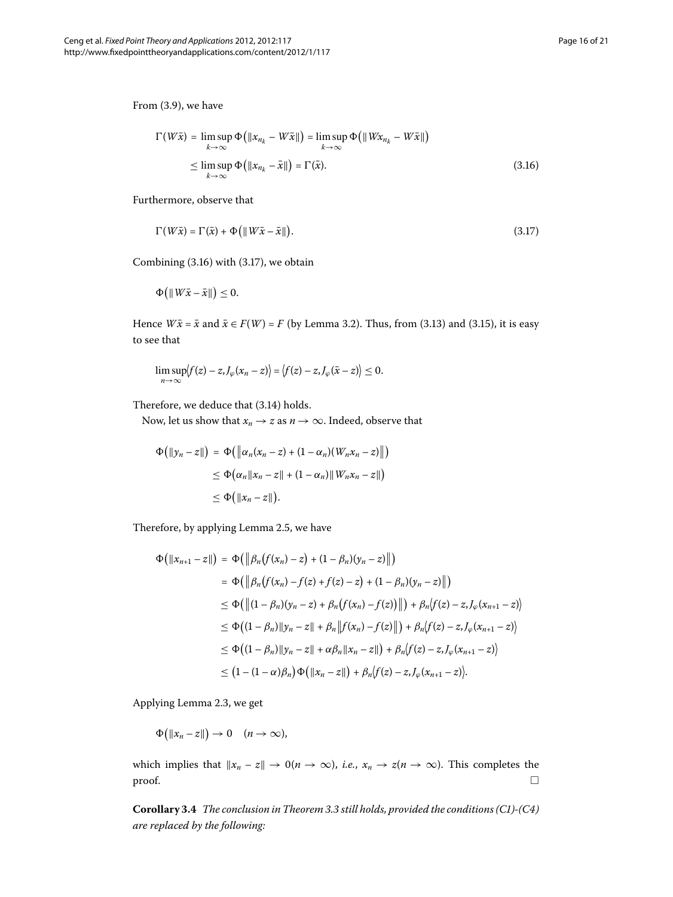From (3.9), we have

$$\Gamma(W\bar{x}) = \limsup_{k\to\infty} \Phi(\|x_{n_k} - W\bar{x}\|) = \limsup_{k\to\infty} \Phi(\|Wx_{n_k} - W\bar{x}\|) \\ \leq \limsup_{k\to\infty} \Phi(\|x_{n_k} - \bar{x}\|) = \Gamma(\bar{x}). \tag{3.16}$$

Furthermore, observe that

$$\Gamma(W\bar{x}) = \Gamma(\bar{x}) + \Phi(\|W\bar{x} - \bar{x}\|). \tag{3.17}$$

Combining (3.16) with (3.17), we obtain

$$\Phi(\|W\bar{x} - \bar{x}\|) \leq 0.$$

Hence $W\bar{x} = \bar{x}$ and $\bar{x} \in F(W) = F$ (by Lemma 3.2). Thus, from (3.13) and (3.15), it is easy to see that

$$\limsup_{n\to\infty} \langle f(z) - z, J_\varphi(x_n - z)\rangle = \langle f(z) - z, J_\varphi(\bar{x} - z)\rangle \leq 0.$$

Therefore, we deduce that (3.14) holds.

Now, let us show that $x_n \to z$ as $n \to \infty$. Indeed, observe that

$$\begin{aligned}
\Phi(\|y_n - z\|) &= \Phi(\|\alpha_n(x_n - z) + (1-\alpha_n)(W_n x_n - z)\|) \\
&\leq \Phi(\alpha_n\|x_n - z\| + (1-\alpha_n)\|W_n x_n - z\|) \\
&\leq \Phi(\|x_n - z\|).
\end{aligned}$$

Therefore, by applying Lemma 2.5, we have

$$\begin{aligned}
\Phi(\|x_{n+1} - z\|) &= \Phi(\|\beta_n(f(x_n) - z) + (1-\beta_n)(y_n - z)\|) \\
&= \Phi(\|\beta_n(f(x_n) - f(z) + f(z) - z) + (1-\beta_n)(y_n - z)\|) \\
&\leq \Phi(\|(1-\beta_n)(y_n - z) + \beta_n(f(x_n) - f(z))\|) + \beta_n\langle f(z) - z, J_\varphi(x_{n+1} - z)\rangle \\
&\leq \Phi((1-\beta_n)\|y_n - z\| + \beta_n\|f(x_n) - f(z)\|) + \beta_n\langle f(z) - z, J_\varphi(x_{n+1} - z)\rangle \\
&\leq \Phi((1-\beta_n)\|y_n - z\| + \alpha\beta_n\|x_n - z\|) + \beta_n\langle f(z) - z, J_\varphi(x_{n+1} - z)\rangle \\
&\leq (1-(1-\alpha)\beta_n)\Phi(\|x_n - z\|) + \beta_n\langle f(z) - z, J_\varphi(x_{n+1} - z)\rangle.
\end{aligned}$$

Applying Lemma 2.3, we get

$$\Phi(\|x_n - z\|) \to 0 \quad (n \to \infty),$$

which implies that $\|x_n - z\| \to 0 (n \to \infty)$, *i.e.*, $x_n \to z (n \to \infty)$. This completes the proof. □

**Corollary 3.4** *The conclusion in Theorem 3.3 still holds, provided the conditions (C1)-(C4) are replaced by the following:*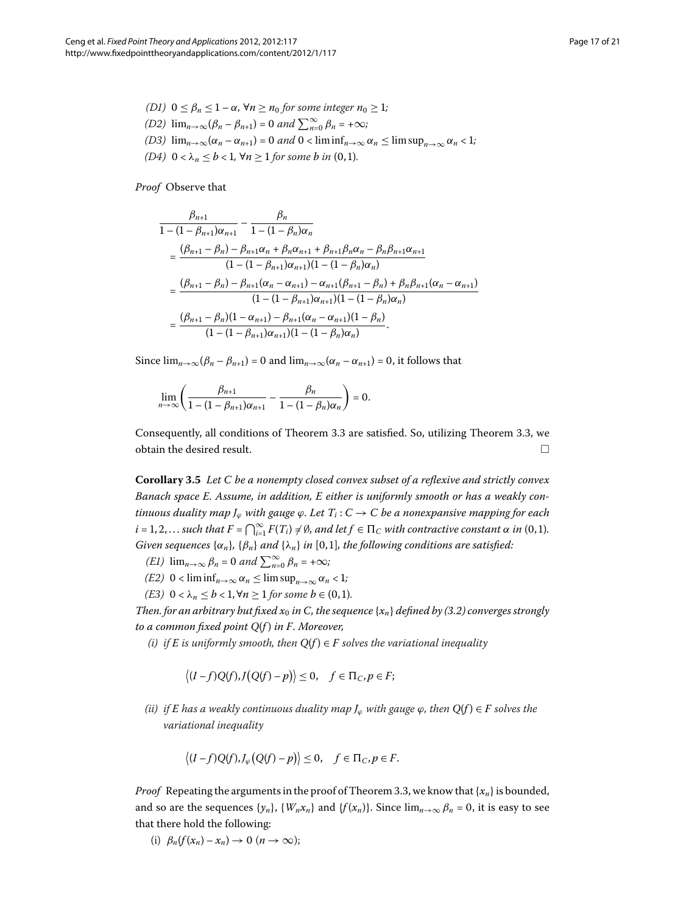*(D1)* $0 \leq \beta_n \leq 1 - \alpha$, $\forall n \geq n_0$ *for some integer* $n_0 \geq 1$*;*

*(D2)* $\lim_{n\to\infty}(\beta_n - \beta_{n+1}) = 0$ *and* $\sum_{n=0}^{\infty} \beta_n = +\infty$*;*

*(D3)* $\lim_{n\to\infty}(\alpha_n - \alpha_{n+1}) = 0$ *and* $0 < \liminf_{n\to\infty} \alpha_n \leq \limsup_{n\to\infty} \alpha_n < 1$*;*

*(D4)* $0 < \lambda_n \leq b < 1$, $\forall n \geq 1$ *for some* $b$ *in* $(0,1)$.

*Proof* Observe that

$$
\begin{aligned}
&\frac{\beta_{n+1}}{1-(1-\beta_{n+1})\alpha_{n+1}} - \frac{\beta_n}{1-(1-\beta_n)\alpha_n} \\
&\quad = \frac{(\beta_{n+1} - \beta_n) - \beta_{n+1}\alpha_n + \beta_n\alpha_{n+1} + \beta_{n+1}\beta_n\alpha_n - \beta_n\beta_{n+1}\alpha_{n+1}}{(1-(1-\beta_{n+1})\alpha_{n+1})(1-(1-\beta_n)\alpha_n)} \\
&\quad = \frac{(\beta_{n+1} - \beta_n) - \beta_{n+1}(\alpha_n - \alpha_{n+1}) - \alpha_{n+1}(\beta_{n+1} - \beta_n) + \beta_n\beta_{n+1}(\alpha_n - \alpha_{n+1})}{(1-(1-\beta_{n+1})\alpha_{n+1})(1-(1-\beta_n)\alpha_n)} \\
&\quad = \frac{(\beta_{n+1} - \beta_n)(1-\alpha_{n+1}) - \beta_{n+1}(\alpha_n - \alpha_{n+1})(1-\beta_n)}{(1-(1-\beta_{n+1})\alpha_{n+1})(1-(1-\beta_n)\alpha_n)}.
\end{aligned}
$$

Since $\lim_{n\to\infty}(\beta_n - \beta_{n+1}) = 0$ and $\lim_{n\to\infty}(\alpha_n - \alpha_{n+1}) = 0$, it follows that

$$
\lim_{n\to\infty}\left(\frac{\beta_{n+1}}{1-(1-\beta_{n+1})\alpha_{n+1}} - \frac{\beta_n}{1-(1-\beta_n)\alpha_n}\right) = 0.
$$

Consequently, all conditions of Theorem 3.3 are satisfied. So, utilizing Theorem 3.3, we obtain the desired result. □

**Corollary 3.5** *Let* $C$ *be a nonempty closed convex subset of a reflexive and strictly convex Banach space* $E$*. Assume, in addition,* $E$ *either is uniformly smooth or has a weakly continuous duality map* $J_\varphi$ *with gauge* $\varphi$*. Let* $T_i : C \to C$ *be a nonexpansive mapping for each* $i = 1, 2, \ldots$ *such that* $F = \bigcap_{i=1}^{\infty} F(T_i) \neq \emptyset$*, and let* $f \in \Pi_C$ *with contractive constant* $\alpha$ *in* $(0,1)$*. Given sequences* $\{\alpha_n\}$*,* $\{\beta_n\}$ *and* $\{\lambda_n\}$ *in* $[0,1]$*, the following conditions are satisfied:*

*(E1)* $\lim_{n\to\infty} \beta_n = 0$ *and* $\sum_{n=0}^{\infty} \beta_n = +\infty$*;*

*(E2)* $0 < \liminf_{n\to\infty} \alpha_n \leq \limsup_{n\to\infty} \alpha_n < 1$*;*

*(E3)* $0 < \lambda_n \leq b < 1, \forall n \geq 1$ *for some* $b \in (0,1)$.

*Then. for an arbitrary but fixed* $x_0$ *in* $C$*, the sequence* $\{x_n\}$ *defined by (3.2) converges strongly to a common fixed point* $Q(f)$ *in* $F$*. Moreover,*

*(i) if* $E$ *is uniformly smooth, then* $Q(f) \in F$ *solves the variational inequality*

$$
\langle (I-f)Q(f), J(Q(f)-p)\rangle \leq 0, \quad f \in \Pi_C, p \in F;
$$

*(ii) if* $E$ *has a weakly continuous duality map* $J_\varphi$ *with gauge* $\varphi$*, then* $Q(f) \in F$ *solves the variational inequality*

$$
\langle (I-f)Q(f), J_\varphi(Q(f)-p)\rangle \leq 0, \quad f \in \Pi_C, p \in F.
$$

*Proof* Repeating the arguments in the proof of Theorem 3.3, we know that $\{x_n\}$ is bounded, and so are the sequences $\{y_n\}$, $\{W_n x_n\}$ and $\{f(x_n)\}$. Since $\lim_{n\to\infty} \beta_n = 0$, it is easy to see that there hold the following:

(i) $\beta_n(f(x_n) - x_n) \to 0$ $(n \to \infty)$;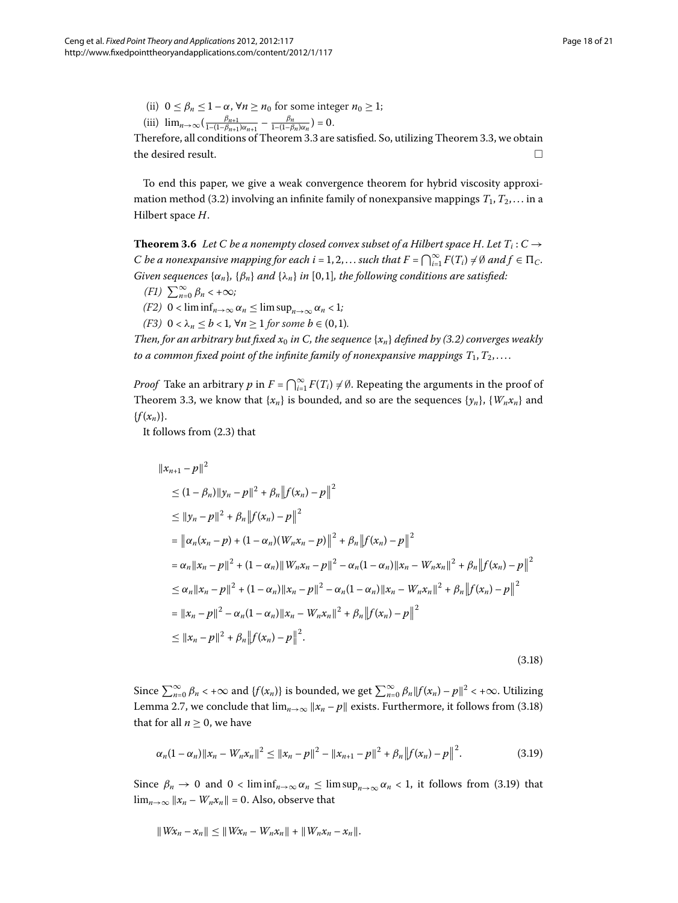(ii) $0 \leq \beta_n \leq 1 - \alpha$, $\forall n \geq n_0$ for some integer $n_0 \geq 1$;

(iii) $\lim_{n\to\infty}(\frac{\beta_{n+1}}{1-(1-\beta_{n+1})\alpha_{n+1}} - \frac{\beta_n}{1-(1-\beta_n)\alpha_n}) = 0$.

Therefore, all conditions of Theorem 3.3 are satisfied. So, utilizing Theorem 3.3, we obtain the desired result. □

To end this paper, we give a weak convergence theorem for hybrid viscosity approximation method (3.2) involving an infinite family of nonexpansive mappings $T_1, T_2, \ldots$ in a Hilbert space $H$.

**Theorem 3.6** *Let $C$ be a nonempty closed convex subset of a Hilbert space $H$. Let $T_i : C \to C$ be a nonexpansive mapping for each $i = 1, 2, \ldots$ such that $F = \bigcap_{i=1}^{\infty} F(T_i) \neq \emptyset$ and $f \in \Pi_C$. Given sequences $\{\alpha_n\}$, $\{\beta_n\}$ and $\{\lambda_n\}$ in $[0,1]$, the following conditions are satisfied:*

*(F1) $\sum_{n=0}^{\infty} \beta_n < +\infty$;*

*(F2) $0 < \liminf_{n\to\infty} \alpha_n \leq \limsup_{n\to\infty} \alpha_n < 1$;*

*(F3) $0 < \lambda_n \leq b < 1$, $\forall n \geq 1$ for some $b \in (0,1)$.*

*Then, for an arbitrary but fixed $x_0$ in $C$, the sequence $\{x_n\}$ defined by (3.2) converges weakly to a common fixed point of the infinite family of nonexpansive mappings $T_1, T_2, \ldots$.*

*Proof* Take an arbitrary $p$ in $F = \bigcap_{i=1}^{\infty} F(T_i) \neq \emptyset$. Repeating the arguments in the proof of Theorem 3.3, we know that $\{x_n\}$ is bounded, and so are the sequences $\{y_n\}$, $\{W_n x_n\}$ and $\{f(x_n)\}$.

It follows from (2.3) that

$$
\begin{aligned}
&\|x_{n+1} - p\|^2 \\
&\quad \leq (1-\beta_n)\|y_n - p\|^2 + \beta_n \|f(x_n) - p\|^2 \\
&\quad \leq \|y_n - p\|^2 + \beta_n \|f(x_n) - p\|^2 \\
&\quad = \|\alpha_n(x_n - p) + (1-\alpha_n)(W_n x_n - p)\|^2 + \beta_n \|f(x_n) - p\|^2 \\
&\quad = \alpha_n \|x_n - p\|^2 + (1-\alpha_n)\|W_n x_n - p\|^2 - \alpha_n(1-\alpha_n)\|x_n - W_n x_n\|^2 + \beta_n \|f(x_n) - p\|^2 \\
&\quad \leq \alpha_n \|x_n - p\|^2 + (1-\alpha_n)\|x_n - p\|^2 - \alpha_n(1-\alpha_n)\|x_n - W_n x_n\|^2 + \beta_n \|f(x_n) - p\|^2 \\
&\quad = \|x_n - p\|^2 - \alpha_n(1-\alpha_n)\|x_n - W_n x_n\|^2 + \beta_n \|f(x_n) - p\|^2 \\
&\quad \leq \|x_n - p\|^2 + \beta_n \|f(x_n) - p\|^2.
\end{aligned}
\tag{3.18}
$$

Since $\sum_{n=0}^{\infty} \beta_n < +\infty$ and $\{f(x_n)\}$ is bounded, we get $\sum_{n=0}^{\infty} \beta_n \|f(x_n) - p\|^2 < +\infty$. Utilizing Lemma 2.7, we conclude that $\lim_{n\to\infty} \|x_n - p\|$ exists. Furthermore, it follows from (3.18) that for all $n \geq 0$, we have

$$
\alpha_n(1-\alpha_n)\|x_n - W_n x_n\|^2 \leq \|x_n - p\|^2 - \|x_{n+1} - p\|^2 + \beta_n \|f(x_n) - p\|^2. \tag{3.19}
$$

Since $\beta_n \to 0$ and $0 < \liminf_{n\to\infty} \alpha_n \leq \limsup_{n\to\infty} \alpha_n < 1$, it follows from (3.19) that $\lim_{n\to\infty} \|x_n - W_n x_n\| = 0$. Also, observe that

$$
\|Wx_n - x_n\| \leq \|Wx_n - W_n x_n\| + \|W_n x_n - x_n\|.
$$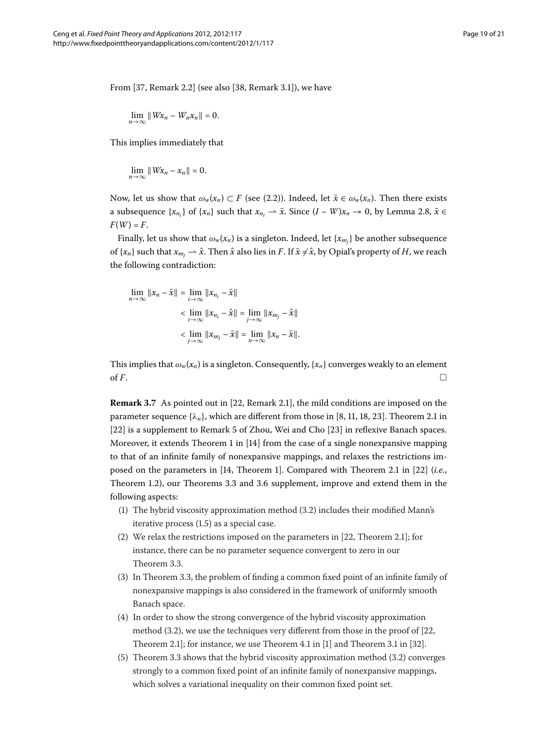From [37, Remark 2.2] (see also [38, Remark 3.1]), we have

$$\lim_{n\to\infty} \|Wx_n - W_n x_n\| = 0.$$

This implies immediately that

$$\lim_{n\to\infty} \|Wx_n - x_n\| = 0.$$

Now, let us show that $\omega_w(x_n) \subset F$ (see (2.2)). Indeed, let $\bar{x} \in \omega_w(x_n)$. Then there exists a subsequence $\{x_{n_i}\}$ of $\{x_n\}$ such that $x_{n_i} \rightharpoonup \bar{x}$. Since $(I - W)x_n \to 0$, by Lemma 2.8, $\bar{x} \in F(W) = F$.

Finally, let us show that $\omega_w(x_n)$ is a singleton. Indeed, let $\{x_{m_j}\}$ be another subsequence of $\{x_n\}$ such that $x_{m_j} \rightharpoonup \hat{x}$. Then $\hat{x}$ also lies in $F$. If $\bar{x} \neq \hat{x}$, by Opial's property of $H$, we reach the following contradiction:

$$\begin{aligned}
\lim_{n\to\infty} \|x_n - \bar{x}\| &= \lim_{i\to\infty} \|x_{n_i} - \bar{x}\| \\
&< \lim_{i\to\infty} \|x_{n_i} - \hat{x}\| = \lim_{j\to\infty} \|x_{m_j} - \hat{x}\| \\
&< \lim_{j\to\infty} \|x_{m_j} - \bar{x}\| = \lim_{n\to\infty} \|x_n - \bar{x}\|.
\end{aligned}$$

This implies that $\omega_w(x_n)$ is a singleton. Consequently, $\{x_n\}$ converges weakly to an element of $F$. □

**Remark 3.7** As pointed out in [22, Remark 2.1], the mild conditions are imposed on the parameter sequence $\{\lambda_n\}$, which are different from those in [8, 11, 18, 23]. Theorem 2.1 in [22] is a supplement to Remark 5 of Zhou, Wei and Cho [23] in reflexive Banach spaces. Moreover, it extends Theorem 1 in [14] from the case of a single nonexpansive mapping to that of an infinite family of nonexpansive mappings, and relaxes the restrictions imposed on the parameters in [14, Theorem 1]. Compared with Theorem 2.1 in [22] (*i.e.*, Theorem 1.2), our Theorems 3.3 and 3.6 supplement, improve and extend them in the following aspects:

1. The hybrid viscosity approximation method (3.2) includes their modified Mann's iterative process (1.5) as a special case.
2. We relax the restrictions imposed on the parameters in [22, Theorem 2.1]; for instance, there can be no parameter sequence convergent to zero in our Theorem 3.3.
3. In Theorem 3.3, the problem of finding a common fixed point of an infinite family of nonexpansive mappings is also considered in the framework of uniformly smooth Banach space.
4. In order to show the strong convergence of the hybrid viscosity approximation method (3.2), we use the techniques very different from those in the proof of [22, Theorem 2.1]; for instance, we use Theorem 4.1 in [1] and Theorem 3.1 in [32].
5. Theorem 3.3 shows that the hybrid viscosity approximation method (3.2) converges strongly to a common fixed point of an infinite family of nonexpansive mappings, which solves a variational inequality on their common fixed point set.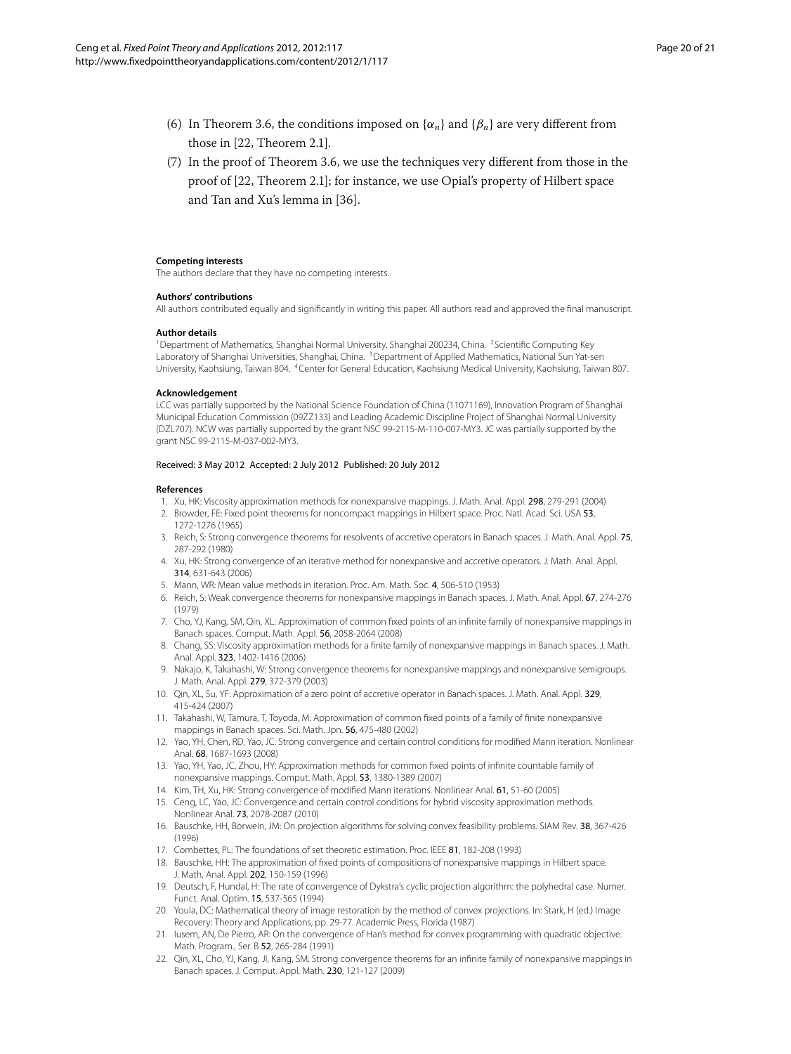(6) In Theorem 3.6, the conditions imposed on $\{\alpha_n\}$ and $\{\beta_n\}$ are very different from those in [22, Theorem 2.1].

(7) In the proof of Theorem 3.6, we use the techniques very different from those in the proof of [22, Theorem 2.1]; for instance, we use Opial's property of Hilbert space and Tan and Xu's lemma in [36].

**Competing interests**

The authors declare that they have no competing interests.

**Authors' contributions**

All authors contributed equally and significantly in writing this paper. All authors read and approved the final manuscript.

**Author details**

[1]Department of Mathematics, Shanghai Normal University, Shanghai 200234, China. [2]Scientific Computing Key Laboratory of Shanghai Universities, Shanghai, China. [3]Department of Applied Mathematics, National Sun Yat-sen University, Kaohsiung, Taiwan 804. [4]Center for General Education, Kaohsiung Medical University, Kaohsiung, Taiwan 807.

**Acknowledgement**

LCC was partially supported by the National Science Foundation of China (11071169), Innovation Program of Shanghai Municipal Education Commission (09ZZ133) and Leading Academic Discipline Project of Shanghai Normal University (DZL707). NCW was partially supported by the grant NSC 99-2115-M-110-007-MY3. JC was partially supported by the grant NSC 99-2115-M-037-002-MY3.

Received: 3 May 2012 Accepted: 2 July 2012 Published: 20 July 2012

**References**

1. Xu, HK: Viscosity approximation methods for nonexpansive mappings. J. Math. Anal. Appl. **298**, 279-291 (2004)
2. Browder, FE: Fixed point theorems for noncompact mappings in Hilbert space. Proc. Natl. Acad. Sci. USA **53**, 1272-1276 (1965)
3. Reich, S: Strong convergence theorems for resolvents of accretive operators in Banach spaces. J. Math. Anal. Appl. **75**, 287-292 (1980)
4. Xu, HK: Strong convergence of an iterative method for nonexpansive and accretive operators. J. Math. Anal. Appl. **314**, 631-643 (2006)
5. Mann, WR: Mean value methods in iteration. Proc. Am. Math. Soc. **4**, 506-510 (1953)
6. Reich, S: Weak convergence theorems for nonexpansive mappings in Banach spaces. J. Math. Anal. Appl. **67**, 274-276 (1979)
7. Cho, YJ, Kang, SM, Qin, XL: Approximation of common fixed points of an infinite family of nonexpansive mappings in Banach spaces. Comput. Math. Appl. **56**, 2058-2064 (2008)
8. Chang, SS: Viscosity approximation methods for a finite family of nonexpansive mappings in Banach spaces. J. Math. Anal. Appl. **323**, 1402-1416 (2006)
9. Nakajo, K, Takahashi, W: Strong convergence theorems for nonexpansive mappings and nonexpansive semigroups. J. Math. Anal. Appl. **279**, 372-379 (2003)
10. Qin, XL, Su, YF: Approximation of a zero point of accretive operator in Banach spaces. J. Math. Anal. Appl. **329**, 415-424 (2007)
11. Takahashi, W, Tamura, T, Toyoda, M: Approximation of common fixed points of a family of finite nonexpansive mappings in Banach spaces. Sci. Math. Jpn. **56**, 475-480 (2002)
12. Yao, YH, Chen, RD, Yao, JC: Strong convergence and certain control conditions for modified Mann iteration. Nonlinear Anal. **68**, 1687-1693 (2008)
13. Yao, YH, Yao, JC, Zhou, HY: Approximation methods for common fixed points of infinite countable family of nonexpansive mappings. Comput. Math. Appl. **53**, 1380-1389 (2007)
14. Kim, TH, Xu, HK: Strong convergence of modified Mann iterations. Nonlinear Anal. **61**, 51-60 (2005)
15. Ceng, LC, Yao, JC: Convergence and certain control conditions for hybrid viscosity approximation methods. Nonlinear Anal. **73**, 2078-2087 (2010)
16. Bauschke, HH, Borwein, JM: On projection algorithms for solving convex feasibility problems. SIAM Rev. **38**, 367-426 (1996)
17. Combettes, PL: The foundations of set theoretic estimation. Proc. IEEE **81**, 182-208 (1993)
18. Bauschke, HH: The approximation of fixed points of compositions of nonexpansive mappings in Hilbert space. J. Math. Anal. Appl. **202**, 150-159 (1996)
19. Deutsch, F, Hundal, H: The rate of convergence of Dykstra's cyclic projection algorithm: the polyhedral case. Numer. Funct. Anal. Optim. **15**, 537-565 (1994)
20. Youla, DC: Mathematical theory of image restoration by the method of convex projections. In: Stark, H (ed.) Image Recovery: Theory and Applications, pp. 29-77. Academic Press, Florida (1987)
21. Iusem, AN, De Pierro, AR: On the convergence of Han's method for convex programming with quadratic objective. Math. Program., Ser. B **52**, 265-284 (1991)
22. Qin, XL, Cho, YJ, Kang, JI, Kang, SM: Strong convergence theorems for an infinite family of nonexpansive mappings in Banach spaces. J. Comput. Appl. Math. **230**, 121-127 (2009)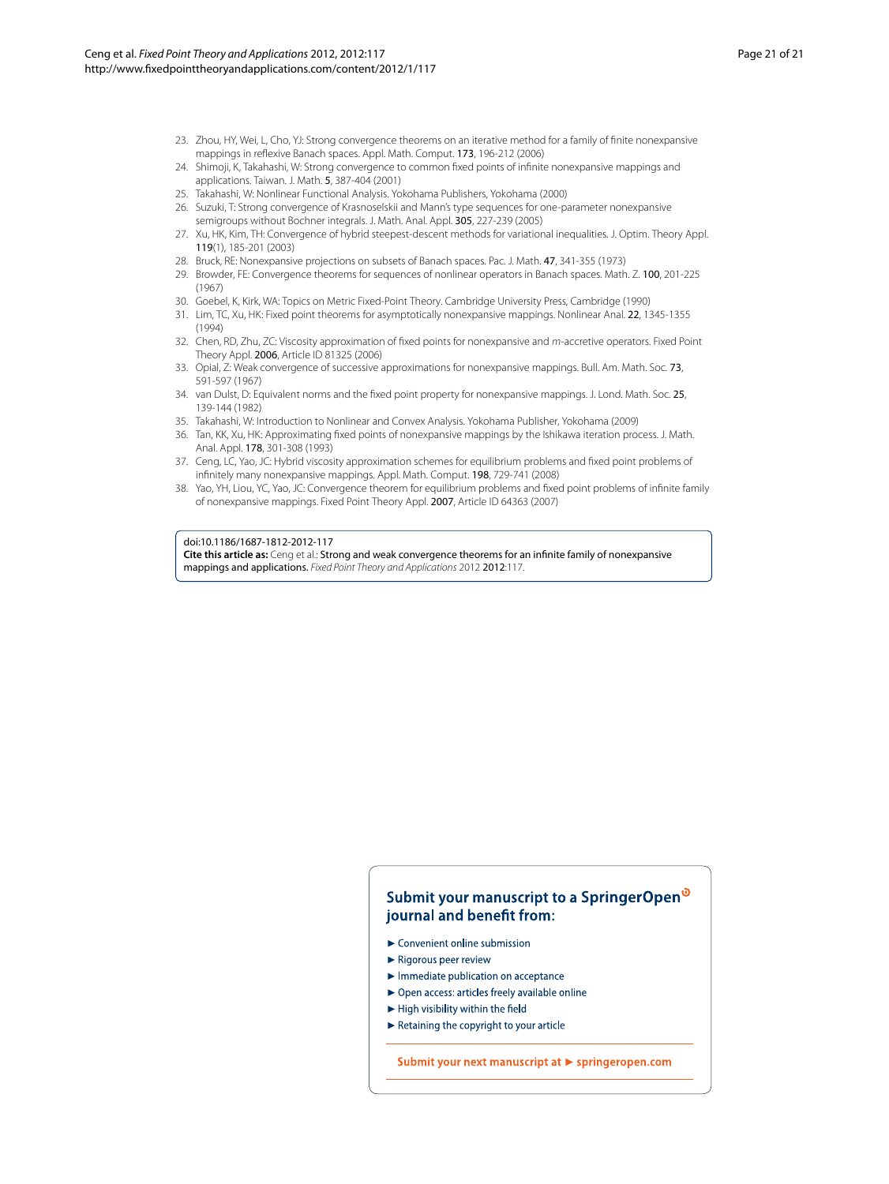23. Zhou, HY, Wei, L, Cho, YJ: Strong convergence theorems on an iterative method for a family of finite nonexpansive mappings in reflexive Banach spaces. Appl. Math. Comput. **173**, 196-212 (2006)
24. Shimoji, K, Takahashi, W: Strong convergence to common fixed points of infinite nonexpansive mappings and applications. Taiwan. J. Math. **5**, 387-404 (2001)
25. Takahashi, W: Nonlinear Functional Analysis. Yokohama Publishers, Yokohama (2000)
26. Suzuki, T: Strong convergence of Krasnoselskii and Mann's type sequences for one-parameter nonexpansive semigroups without Bochner integrals. J. Math. Anal. Appl. **305**, 227-239 (2005)
27. Xu, HK, Kim, TH: Convergence of hybrid steepest-descent methods for variational inequalities. J. Optim. Theory Appl. **119**(1), 185-201 (2003)
28. Bruck, RE: Nonexpansive projections on subsets of Banach spaces. Pac. J. Math. **47**, 341-355 (1973)
29. Browder, FE: Convergence theorems for sequences of nonlinear operators in Banach spaces. Math. Z. **100**, 201-225 (1967)
30. Goebel, K, Kirk, WA: Topics on Metric Fixed-Point Theory. Cambridge University Press, Cambridge (1990)
31. Lim, TC, Xu, HK: Fixed point theorems for asymptotically nonexpansive mappings. Nonlinear Anal. **22**, 1345-1355 (1994)
32. Chen, RD, Zhu, ZC: Viscosity approximation of fixed points for nonexpansive and *m*-accretive operators. Fixed Point Theory Appl. **2006**, Article ID 81325 (2006)
33. Opial, Z: Weak convergence of successive approximations for nonexpansive mappings. Bull. Am. Math. Soc. **73**, 591-597 (1967)
34. van Dulst, D: Equivalent norms and the fixed point property for nonexpansive mappings. J. Lond. Math. Soc. **25**, 139-144 (1982)
35. Takahashi, W: Introduction to Nonlinear and Convex Analysis. Yokohama Publisher, Yokohama (2009)
36. Tan, KK, Xu, HK: Approximating fixed points of nonexpansive mappings by the Ishikawa iteration process. J. Math. Anal. Appl. **178**, 301-308 (1993)
37. Ceng, LC, Yao, JC: Hybrid viscosity approximation schemes for equilibrium problems and fixed point problems of infinitely many nonexpansive mappings. Appl. Math. Comput. **198**, 729-741 (2008)
38. Yao, YH, Liou, YC, Yao, JC: Convergence theorem for equilibrium problems and fixed point problems of infinite family of nonexpansive mappings. Fixed Point Theory Appl. **2007**, Article ID 64363 (2007)

doi:10.1186/1687-1812-2012-117
**Cite this article as:** Ceng et al.: Strong and weak convergence theorems for an infinite family of nonexpansive mappings and applications. *Fixed Point Theory and Applications* 2012 **2012**:117.

**Submit your manuscript to a SpringerOpen journal and benefit from:**

- ► Convenient online submission
- ► Rigorous peer review
- ► Immediate publication on acceptance
- ► Open access: articles freely available online
- ► High visibility within the field
- ► Retaining the copyright to your article

**Submit your next manuscript at ► springeropen.com**